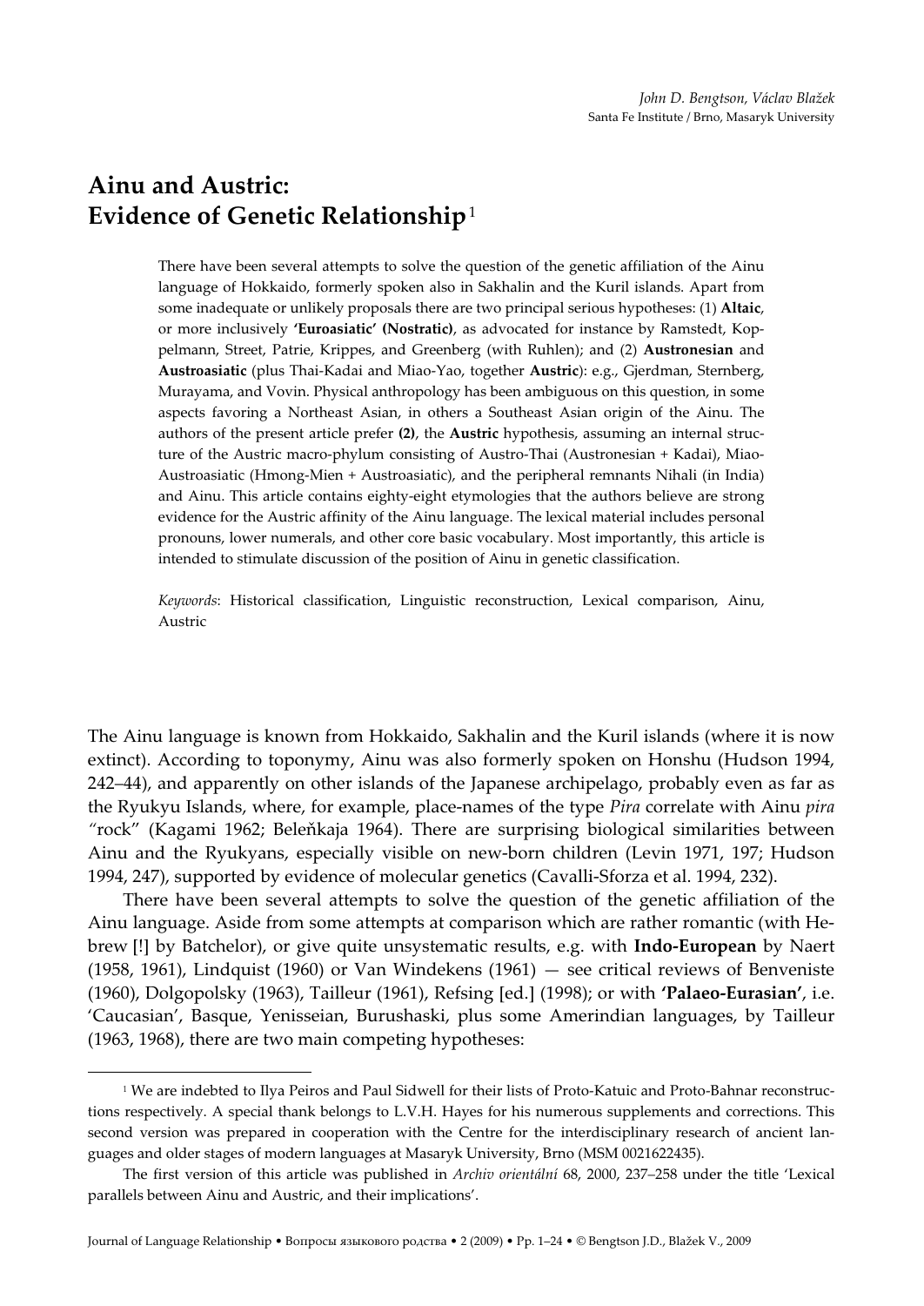*John D. Bengtson, Václav Blažek*
Santa Fe Institute / Brno, Masaryk University

# Ainu and Austric: Evidence of Genetic Relationship[1]

There have been several attempts to solve the question of the genetic affiliation of the Ainu language of Hokkaido, formerly spoken also in Sakhalin and the Kuril islands. Apart from some inadequate or unlikely proposals there are two principal serious hypotheses: (1) **Altaic**, or more inclusively **'Euroasiatic' (Nostratic)**, as advocated for instance by Ramstedt, Koppelmann, Street, Patrie, Krippes, and Greenberg (with Ruhlen); and (2) **Austronesian** and **Austroasiatic** (plus Thai-Kadai and Miao-Yao, together **Austric**): e.g., Gjerdman, Sternberg, Murayama, and Vovin. Physical anthropology has been ambiguous on this question, in some aspects favoring a Northeast Asian, in others a Southeast Asian origin of the Ainu. The authors of the present article prefer **(2)**, the **Austric** hypothesis, assuming an internal structure of the Austric macro-phylum consisting of Austro-Thai (Austronesian + Kadai), Miao-Austroasiatic (Hmong-Mien + Austroasiatic), and the peripheral remnants Nihali (in India) and Ainu. This article contains eighty-eight etymologies that the authors believe are strong evidence for the Austric affinity of the Ainu language. The lexical material includes personal pronouns, lower numerals, and other core basic vocabulary. Most importantly, this article is intended to stimulate discussion of the position of Ainu in genetic classification.

*Keywords*: Historical classification, Linguistic reconstruction, Lexical comparison, Ainu, Austric

The Ainu language is known from Hokkaido, Sakhalin and the Kuril islands (where it is now extinct). According to toponymy, Ainu was also formerly spoken on Honshu (Hudson 1994, 242–44), and apparently on other islands of the Japanese archipelago, probably even as far as the Ryukyu Islands, where, for example, place-names of the type *Pira* correlate with Ainu *pira* "rock" (Kagami 1962; Beleňkaja 1964). There are surprising biological similarities between Ainu and the Ryukyans, especially visible on new-born children (Levin 1971, 197; Hudson 1994, 247), supported by evidence of molecular genetics (Cavalli-Sforza et al. 1994, 232).

There have been several attempts to solve the question of the genetic affiliation of the Ainu language. Aside from some attempts at comparison which are rather romantic (with Hebrew [!] by Batchelor), or give quite unsystematic results, e.g. with **Indo-European** by Naert (1958, 1961), Lindquist (1960) or Van Windekens (1961) — see critical reviews of Benveniste (1960), Dolgopolsky (1963), Tailleur (1961), Refsing [ed.] (1998); or with **'Palaeo-Eurasian'**, i.e. 'Caucasian', Basque, Yenisseian, Burushaski, plus some Amerindian languages, by Tailleur (1963, 1968), there are two main competing hypotheses:

---

[1] We are indebted to Ilya Peiros and Paul Sidwell for their lists of Proto-Katuic and Proto-Bahnar reconstructions respectively. A special thank belongs to L.V.H. Hayes for his numerous supplements and corrections. This second version was prepared in cooperation with the Centre for the interdisciplinary research of ancient languages and older stages of modern languages at Masaryk University, Brno (MSM 0021622435).

The first version of this article was published in *Archiv orientální* 68, 2000, 237–258 under the title 'Lexical parallels between Ainu and Austric, and their implications'.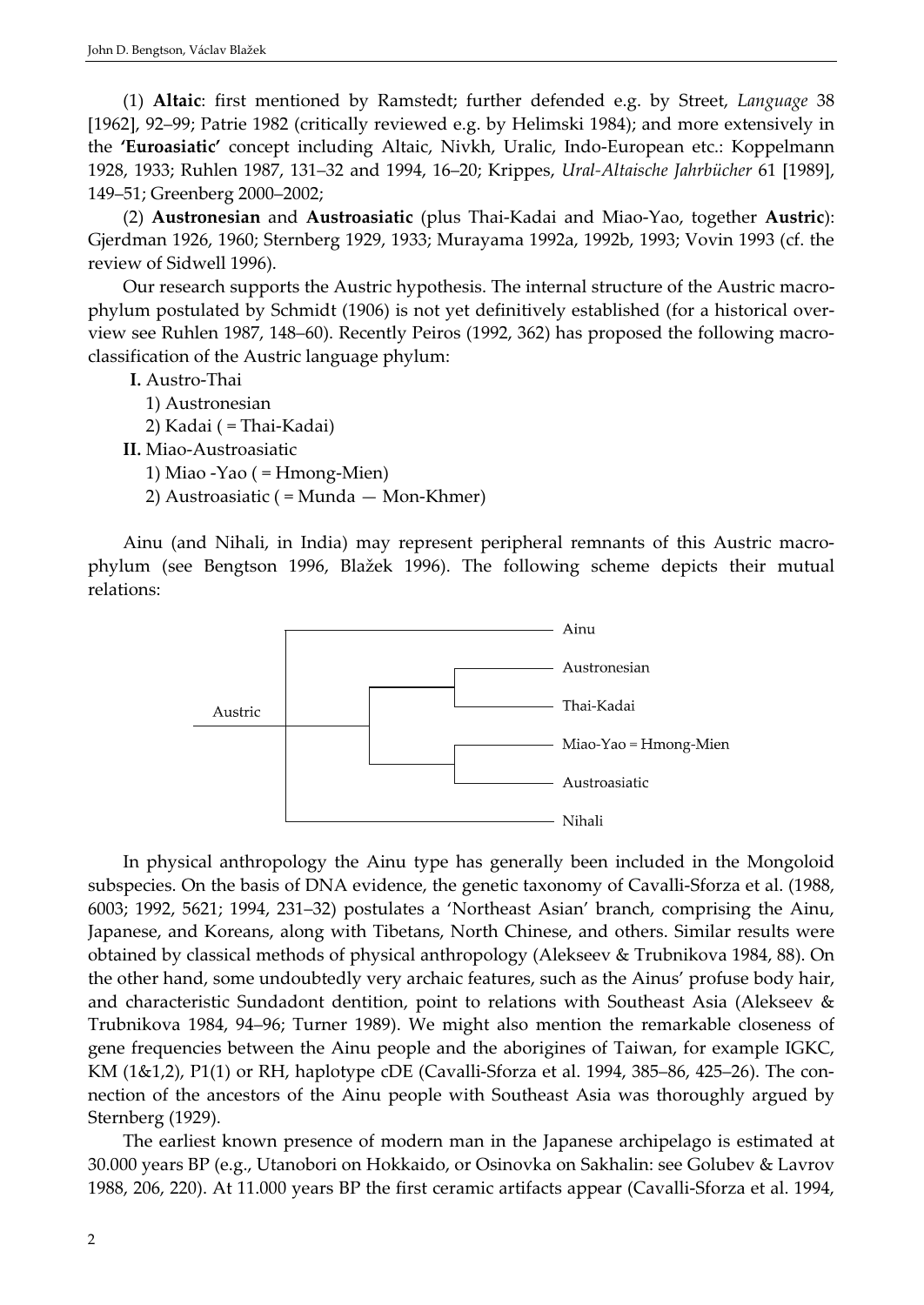(1) **Altaic**: first mentioned by Ramstedt; further defended e.g. by Street, *Language* 38 [1962], 92–99; Patrie 1982 (critically reviewed e.g. by Helimski 1984); and more extensively in the **'Euroasiatic'** concept including Altaic, Nivkh, Uralic, Indo-European etc.: Koppelmann 1928, 1933; Ruhlen 1987, 131–32 and 1994, 16–20; Krippes, *Ural-Altaische Jahrbücher* 61 [1989], 149–51; Greenberg 2000–2002;

(2) **Austronesian** and **Austroasiatic** (plus Thai-Kadai and Miao-Yao, together **Austric**): Gjerdman 1926, 1960; Sternberg 1929, 1933; Murayama 1992a, 1992b, 1993; Vovin 1993 (cf. the review of Sidwell 1996).

Our research supports the Austric hypothesis. The internal structure of the Austric macrophylum postulated by Schmidt (1906) is not yet definitively established (for a historical overview see Ruhlen 1987, 148–60). Recently Peiros (1992, 362) has proposed the following macroclassification of the Austric language phylum:

**I.** Austro-Thai
  1) Austronesian
  2) Kadai ( = Thai-Kadai)

**II.** Miao-Austroasiatic
  1) Miao -Yao ( = Hmong-Mien)
  2) Austroasiatic ( = Munda — Mon-Khmer)

Ainu (and Nihali, in India) may represent peripheral remnants of this Austric macrophylum (see Bengtson 1996, Blažek 1996). The following scheme depicts their mutual relations:

```
          ┌──────────────────────────── Ainu
          │
          │            ┌─────────────── Austronesian
          │      ┌─────┤
          │      │     └─────────────── Thai-Kadai
Austric ──┼──────┤
          │      │     ┌─────────────── Miao-Yao = Hmong-Mien
          │      └─────┤
          │            └─────────────── Austroasiatic
          │
          └──────────────────────────── Nihali
```

In physical anthropology the Ainu type has generally been included in the Mongoloid subspecies. On the basis of DNA evidence, the genetic taxonomy of Cavalli-Sforza et al. (1988, 6003; 1992, 5621; 1994, 231–32) postulates a 'Northeast Asian' branch, comprising the Ainu, Japanese, and Koreans, along with Tibetans, North Chinese, and others. Similar results were obtained by classical methods of physical anthropology (Alekseev & Trubnikova 1984, 88). On the other hand, some undoubtedly very archaic features, such as the Ainus' profuse body hair, and characteristic Sundadont dentition, point to relations with Southeast Asia (Alekseev & Trubnikova 1984, 94–96; Turner 1989). We might also mention the remarkable closeness of gene frequencies between the Ainu people and the aborigines of Taiwan, for example IGKC, KM (1&1,2), P1(1) or RH, haplotype cDE (Cavalli-Sforza et al. 1994, 385–86, 425–26). The connection of the ancestors of the Ainu people with Southeast Asia was thoroughly argued by Sternberg (1929).

The earliest known presence of modern man in the Japanese archipelago is estimated at 30.000 years BP (e.g., Utanobori on Hokkaido, or Osinovka on Sakhalin: see Golubev & Lavrov 1988, 206, 220). At 11.000 years BP the first ceramic artifacts appear (Cavalli-Sforza et al. 1994,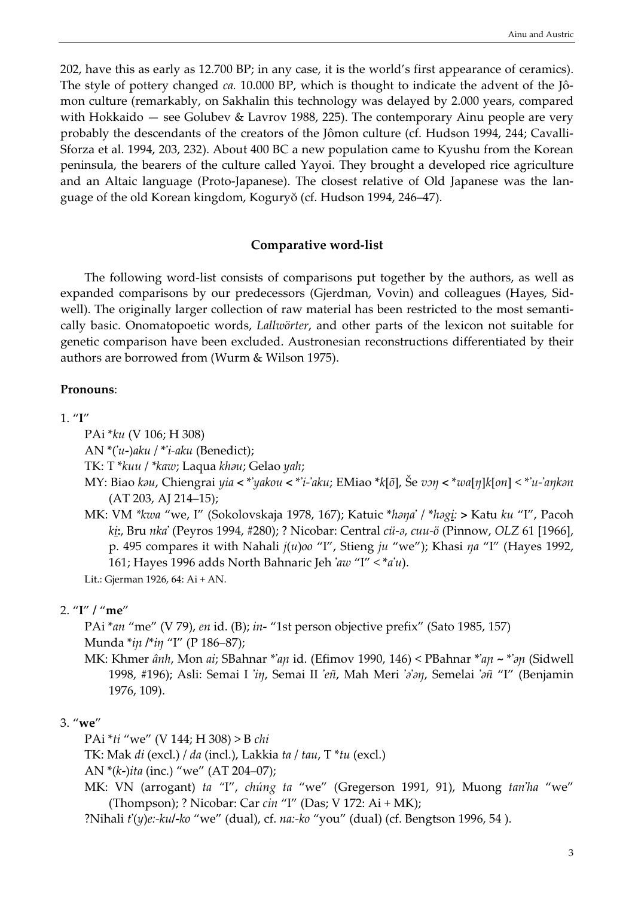202, have this as early as 12.700 BP; in any case, it is the world's first appearance of ceramics). The style of pottery changed *ca.* 10.000 BP, which is thought to indicate the advent of the Jômon culture (remarkably, on Sakhalin this technology was delayed by 2.000 years, compared with Hokkaido — see Golubev & Lavrov 1988, 225). The contemporary Ainu people are very probably the descendants of the creators of the Jômon culture (cf. Hudson 1994, 244; Cavalli-Sforza et al. 1994, 203, 232). About 400 BC a new population came to Kyushu from the Korean peninsula, the bearers of the culture called Yayoi. They brought a developed rice agriculture and an Altaic language (Proto-Japanese). The closest relative of Old Japanese was the language of the old Korean kingdom, Koguryŏ (cf. Hudson 1994, 246–47).

## Comparative word-list

The following word-list consists of comparisons put together by the authors, as well as expanded comparisons by our predecessors (Gjerdman, Vovin) and colleagues (Hayes, Sidwell). The originally larger collection of raw material has been restricted to the most semantically basic. Onomatopoetic words, *Lallwörter*, and other parts of the lexicon not suitable for genetic comparison have been excluded. Austronesian reconstructions differentiated by their authors are borrowed from (Wurm & Wilson 1975).

**Pronouns**:

1. "**I**"

PAi **ku* (V 106; H 308)

AN *(*ʾu-*)*aku* / *ʾ*i-aku* (Benedict);

TK: T **kuu* / **kaw*; Laqua *khəu*; Gelao *yah*;

MY: Biao *kəu*, Chiengrai *yia* < *ʾ*yakou* < *ʾ*i-ʾaku*; EMiao **k*[*õ*], Še *vəŋ* < **wa*[*ŋ*]*k*[*on*] < *ʾ*u-ʾaŋkən* (AT 203, AJ 214–15);

MK: VM **kwa* "we, I" (Sokolovskaja 1978, 167); Katuic **həŋaʾ* / **həgi̱:* > Katu *ku* "I", Pacoh *ki̱:*, Bru *nkaʾ* (Peyros 1994, #280); ? Nicobar: Central *cü-ə*, *cuu-ö* (Pinnow, *OLZ* 61 [1966], p. 495 compares it with Nahali *j*(*u*)*oo* "I", Stieng *ju* "we"); Khasi *ŋa* "I" (Hayes 1992, 161; Hayes 1996 adds North Bahnaric Jeh *ʾaw* "I" < **aʾu*).

Lit.: Gjerman 1926, 64: Ai + AN.

2. "**I**" / "**me**"

PAi **an* "me" (V 79), *en* id. (B); *in-* "1st person objective prefix" (Sato 1985, 157)

Munda **iɲ* /**iŋ* "I" (P 186–87);

MK: Khmer *ânh*, Mon *ai*; SBahnar *ʾ*aɲ* id. (Efimov 1990, 146) < PBahnar *ʾ*aɲ* ~ *ʾ*əɲ* (Sidwell 1998, #196); Asli: Semai I *ʾiŋ*, Semai II *ʾeñ*, Mah Meri *ʾəʾəŋ*, Semelai *ʾəñ* "I" (Benjamin 1976, 109).

3. "**we**"

PAi **ti* "we" (V 144; H 308) > B *chi*

TK: Mak *di* (excl.) / *da* (incl.), Lakkia *ta* / *tau*, T **tu* (excl.)

AN *(*k-*)*ita* (inc.) "we" (AT 204–07);

MK: VN (arrogant) *ta* "I", *chúng ta* "we" (Gregerson 1991, 91), Muong *tanʾha* "we" (Thompson); ? Nicobar: Car *cin* "I" (Das; V 172: Ai + MK);

?Nihali *tʾ*(*y*)*e:-ku*/*-ko* "we" (dual), cf. *na:-ko* "you" (dual) (cf. Bengtson 1996, 54 ).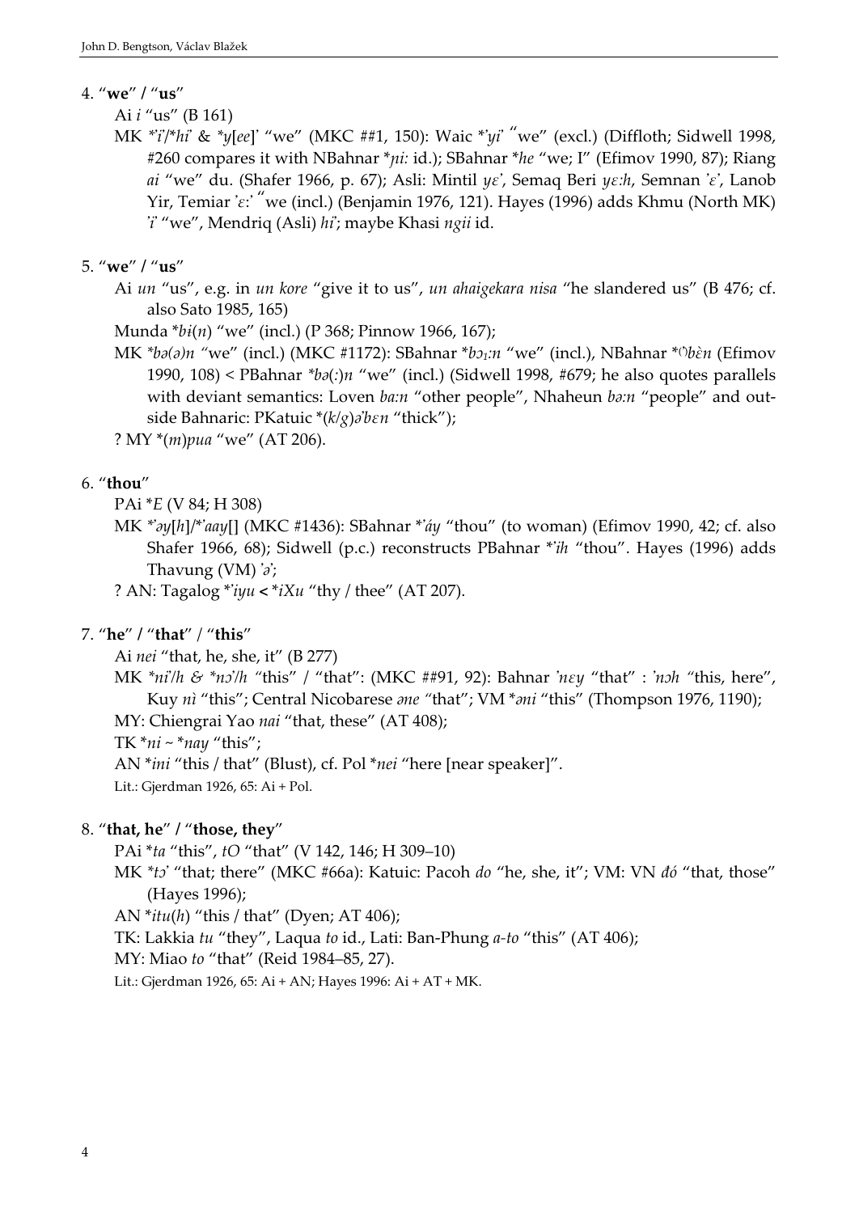4. "**we**" / "**us**"

Ai *i* "us" (B 161)

MK *\*ʾiʾ*/*\*hiʾ* & *\*y*[*ee*]ʾ "we" (MKC ##1, 150): Waic \*ʾ*yiʾ* "we" (excl.) (Diffloth; Sidwell 1998, #260 compares it with NBahnar \**ɲi:* id.); SBahnar \**he* "we; I" (Efimov 1990, 87); Riang *ai* "we" du. (Shafer 1966, p. 67); Asli: Mintil *yɛʾ*, Semaq Beri *yɛ:h*, Semnan ʾ*ɛʾ*, Lanob Yir, Temiar ʾ*ɛ:ʾ* "we (incl.) (Benjamin 1976, 121). Hayes (1996) adds Khmu (North MK) ʾ*iʾ* "we", Mendriq (Asli) *hiʾ*; maybe Khasi *ngii* id.

5. "**we**" / "**us**"

Ai *un* "us", e.g. in *un kore* "give it to us", *un ahaigekara nisa* "he slandered us" (B 476; cf. also Sato 1985, 165)

Munda \**bɨ*(*n*) "we" (incl.) (P 368; Pinnow 1966, 167);

MK *\*bə(ə)n* "we" (incl.) (MKC #1172): SBahnar \**bɔ₁:n* "we" (incl.), NBahnar \*ˀ*bɛ̀n* (Efimov 1990, 108) < PBahnar *\*bə(:)n* "we" (incl.) (Sidwell 1998, #679; he also quotes parallels with deviant semantics: Loven *ba:n* "other people", Nhaheun *bə:n* "people" and outside Bahnaric: PKatuic \*(*k*/*g*)*ə*ʾ*bɛn* "thick");

? MY \*(*m*)*pua* "we" (AT 206).

6. "**thou**"

PAi \**E* (V 84; H 308)

MK *\*ʾəy*[*h*]/*\*ʾaay*[] (MKC #1436): SBahnar \*ʾ*áy* "thou" (to woman) (Efimov 1990, 42; cf. also Shafer 1966, 68); Sidwell (p.c.) reconstructs PBahnar \*ʾ*ìh* "thou". Hayes (1996) adds Thavung (VM) ʾ*əʾ*;

? AN: Tagalog \*ʾ*iyu* < \**iXu* "thy / thee" (AT 207).

7. "**he**" / "**that**" / "**this**"

Ai *nei* "that, he, she, it" (B 277)

MK *\*niʾ*/*h* & *\*nɔʾ*/*h* "this" / "that": (MKC ##91, 92): Bahnar ʾ*nɛy* "that" : ʾ*nɔh* "this, here", Kuy *nì* "this"; Central Nicobarese *əne* "that"; VM \**əni* "this" (Thompson 1976, 1190);

MY: Chiengrai Yao *nai* "that, these" (AT 408);

TK \**ni* ~ \**nay* "this";

AN \**ini* "this / that" (Blust), cf. Pol \**nei* "here [near speaker]".

Lit.: Gjerdman 1926, 65: Ai + Pol.

8. "**that, he**" / "**those, they**"

PAi \**ta* "this", *tO* "that" (V 142, 146; H 309–10)

MK *\*tɔʾ* "that; there" (MKC #66a): Katuic: Pacoh *do* "he, she, it"; VM: VN *đó* "that, those" (Hayes 1996);

AN \**itu*(*h*) "this / that" (Dyen; AT 406);

TK: Lakkia *tu* "they", Laqua *to* id., Lati: Ban-Phung *a-to* "this" (AT 406);

MY: Miao *to* "that" (Reid 1984–85, 27).

Lit.: Gjerdman 1926, 65: Ai + AN; Hayes 1996: Ai + AT + MK.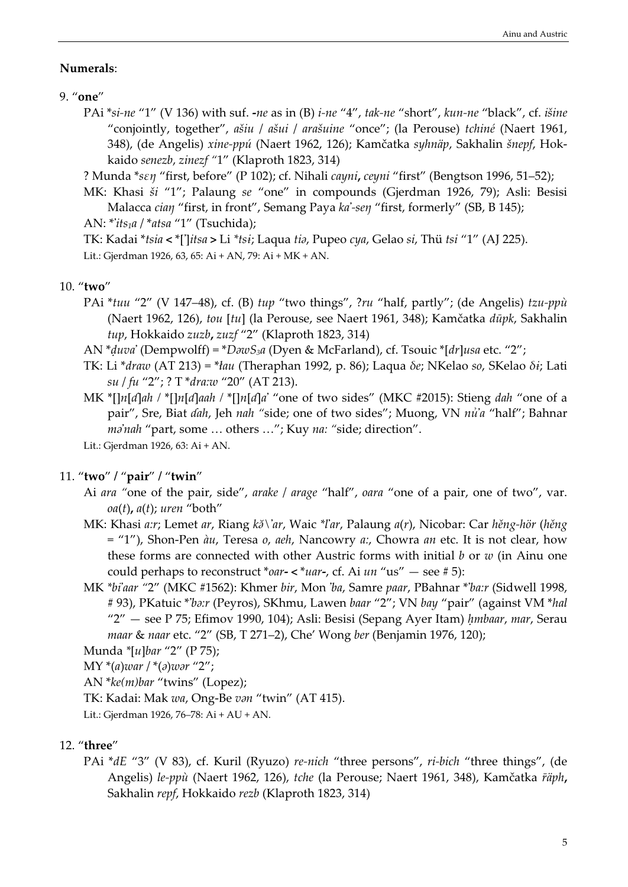**Numerals**:

9. "**one**"

PAi *si-ne "1" (V 136) with suf. **-**ne as in (B) *i-ne* "4", *tak-ne* "short", *kun-ne* "black", cf. *išine* "conjointly, together", *ašiu* / *ašui* / *arašuine* "once"; (la Perouse) *tchiné* (Naert 1961, 348), (de Angelis) *xine-ppú* (Naert 1962, 126); Kamčatka *syhnäp*, Sakhalin *šnepf*, Hokkaido *senezb*, *zinezf* "1" (Klaproth 1823, 314)

? Munda *sɛŋ "first, before" (P 102); cf. Nihali *cayni***,** *ceyni* "first" (Bengtson 1996, 51–52);

MK: Khasi *ši* "1"; Palaung *se* "one" in compounds (Gjerdman 1926, 79); Asli: Besisi Malacca *ciaŋ* "first, in front", Semang Paya *kaˀ-seŋ* "first, formerly" (SB, B 145);

AN: *ˀits₁a / *atsa "1" (Tsuchida);

TK: Kadai *tsia **<** *[ˀ]itsa **>** Li *tsi; Laqua *tiə*, Pupeo *cya*, Gelao *si*, Thü *tsi* "1" (AJ 225).

Lit.: Gjerdman 1926, 63, 65: Ai + AN, 79: Ai + MK + AN.

10. "**two**"

PAi *tuu "2" (V 147–48), cf. (B) *tup* "two things", ?*ru* "half, partly"; (de Angelis) *tzu-ppù* (Naert 1962, 126), *tou* [*tu*] (la Perouse, see Naert 1961, 348); Kamčatka *dūpk*, Sakhalin *tup*, Hokkaido *zuzb***,** *zuzf* "2" (Klaproth 1823, 314)

AN *ḍuvaˀ (Dempwolff) = *DəwS₃a (Dyen & McFarland), cf. Tsouic *[dr]usa etc. "2";

TK: Li *draw (AT 213) = *ɬau (Theraphan 1992, p. 86); Laqua *δe*; NKelao *so*, SKelao *δi*; Lati *su* / *fu* "2"; ? T *dra:w "20" (AT 213).

MK *[]n[ɗ]ah / *[]n[ɗ]aah / *[]n[ɗ]aˀ "one of two sides" (MKC #2015): Stieng *dah* "one of a pair", Sre, Biat *ɗah*, Jeh *nah* "side; one of two sides"; Muong, VN *nửa* "half"; Bahnar *məˀnah* "part, some … others …"; Kuy *na:* "side; direction".

Lit.: Gjerdman 1926, 63: Ai + AN.

11. "**two**" / "**pair**" / "**twin**"

Ai *ara* "one of the pair, side", *arake* / *arage* "half", *oara* "one of a pair, one of two", var. *oa*(*t*)**,** *a*(*t*); *uren* "both"

MK: Khasi *a:r*; Lemet *ar*, Riang *kă\ˋar*, Waic *ˀl̥ar, Palaung *a*(*r*), Nicobar: Car *hĕng-hör* (*hĕng* = "1"), Shon-Pen *àu*, Teresa *o*, *aeh*, Nancowry *a:*, Chowra *an* etc. It is not clear, how these forms are connected with other Austric forms with initial *b* or *w* (in Ainu one could perhaps to reconstruct *oar**-** **<** *uar**-**, cf. Ai *un* "us" — see # 5):

MK *biˀaar "2" (MKC #1562): Khmer *bir*, Mon *ˀba*, Samre *paar*, PBahnar *ˀba:r (Sidwell 1998, # 93), PKatuic *ˀbə:r (Peyros), SKhmu, Lawen *baar* "2"; VN *bay* "pair" (against VM *hal "2" — see P 75; Efimov 1990, 104); Asli: Besisi (Sepang Ayer Itam) *ḥmbaar*, *mar*, Serau *maar* & *naar* etc. "2" (SB, T 271–2), Che' Wong *ber* (Benjamin 1976, 120);

Munda *[u]bar "2" (P 75);

MY *(a)war / *(ə)wər "2";

AN *ke(m)bar "twins" (Lopez);

TK: Kadai: Mak *wa*, Ong-Be *vən* "twin" (AT 415).

Lit.: Gjerdman 1926, 76–78: Ai + AU + AN.

12. "**three**"

PAi *dE "3" (V 83), cf. Kuril (Ryuzo) *re-nich* "three persons", *ri-bich* "three things", (de Angelis) *le-ppù* (Naert 1962, 126), *tche* (la Perouse; Naert 1961, 348), Kamčatka *r̄äph***,** Sakhalin *repf*, Hokkaido *rezb* (Klaproth 1823, 314)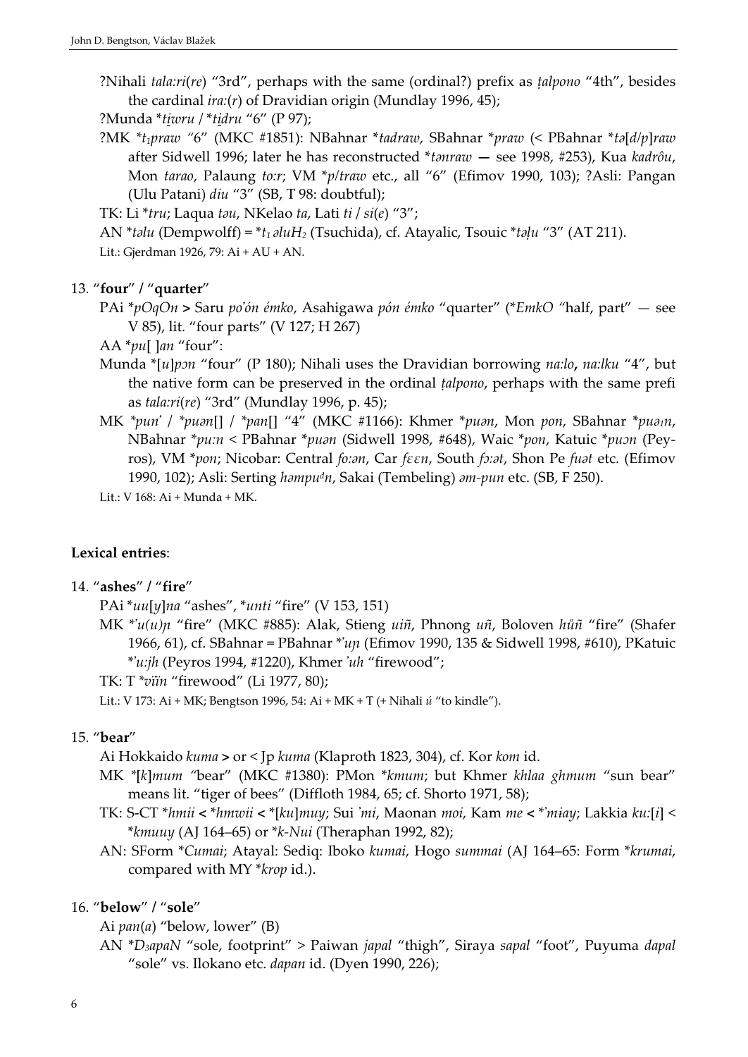?Nihali *tala:ri*(*re*) "3rd", perhaps with the same (ordinal?) prefix as *ṭalpono* "4th", besides the cardinal *ira:*(*r*) of Dravidian origin (Mundlay 1996, 45);

?Munda *\*ti̯wru* / *\*ti̱dru* "6" (P 97);

?MK *\*t₁praw* "6" (MKC #1851): NBahnar *\*tadraw*, SBahnar *\*praw* (< PBahnar *\*tə*[*d*/*p*]*raw* after Sidwell 1996; later he has reconstructed *\*tənraw* — see 1998, #253), Kua *kadrôu*, Mon *tarao*, Palaung *to:r*; VM *\*p*/*traw* etc., all "6" (Efimov 1990, 103); ?Asli: Pangan (Ulu Patani) *diu* "3" (SB, T 98: doubtful);

TK: Li *\*tru*; Laqua *təu*, NKelao *ta*, Lati *ti* / *si*(*e*) "3";

AN *\*təlu* (Dempwolff) = *\*t₁ əluH₂* (Tsuchida), cf. Atayalic, Tsouic *\*təḷu* "3" (AT 211).

Lit.: Gjerdman 1926, 79: Ai + AU + AN.

13. "**four**" / "**quarter**"

PAi *\*pOqOn* > Saru *po'ón émko*, Asahigawa *pón émko* "quarter" (*\*EmkO* "half, part" — see V 85), lit. "four parts" (V 127; H 267)

AA *\*pu*[ ]*an* "four":

Munda *\**[*u*]*pɔn* "four" (P 180); Nihali uses the Dravidian borrowing *na:lo*, *na:lku* "4", but the native form can be preserved in the ordinal *ṭalpono*, perhaps with the same prefi as *tala:ri*(*re*) "3rd" (Mundlay 1996, p. 45);

MK *\*pun'* / *\*puən*[] / *\*pan*[] "4" (MKC #1166): Khmer *\*puən*, Mon *pon*, SBahnar *\*puə₁n*, NBahnar *\*pu:n* < PBahnar *\*puən* (Sidwell 1998, #648), Waic *\*pon*, Katuic *\*puɔn* (Peyros), VM *\*pon*; Nicobar: Central *fo:ən*, Car *fɛɛn*, South *fɔ:ət*, Shon Pe *fuət* etc. (Efimov 1990, 102); Asli: Serting *həmpuᵈn*, Sakai (Tembeling) *əm-pun* etc. (SB, F 250).

Lit.: V 168: Ai + Munda + MK.

**Lexical entries**:

14. "**ashes**" / "**fire**"

PAi *\*uu*[*y*]*na* "ashes", *\*unti* "fire" (V 153, 151)

MK *\*'u(u)ɲ* "fire" (MKC #885): Alak, Stieng *uiñ*, Phnong *uñ*, Boloven *hů̊ñ* "fire" (Shafer 1966, 61), cf. SBahnar = PBahnar *\*'uɲ* (Efimov 1990, 135 & Sidwell 1998, #610), PKatuic *\*'u:jh* (Peyros 1994, #1220), Khmer *'uh* "firewood";

TK: T *\*vïïn* "firewood" (Li 1977, 80);

Lit.: V 173: Ai + MK; Bengtson 1996, 54: Ai + MK + T (+ Nihali *ú* "to kindle").

15. "**bear**"

Ai Hokkaido *kuma* > or < Jp *kuma* (Klaproth 1823, 304), cf. Kor *kom* id.

MK *\**[*k*]*mum* "bear" (MKC #1380): PMon *\*kmum*; but Khmer *khlaa ghmum* "sun bear" means lit. "tiger of bees" (Diffloth 1984, 65; cf. Shorto 1971, 58);

TK: S-CT *\*hmii* < *\*hmwii* < *\**[*ku*]*muy*; Sui *'mi*, Maonan *moi*, Kam *me* < *\*'miay*; Lakkia *ku:*[*i*] < *\*kmuuy* (AJ 164–65) or *\*k-Nui* (Theraphan 1992, 82);

AN: SForm *\*Cumai*; Atayal: Sediq: Iboko *kumai*, Hogo *summai* (AJ 164–65: Form *\*krumai*, compared with MY *\*krop* id.).

16. "**below**" / "**sole**"

Ai *pan*(*a*) "below, lower" (B)

AN *\*D₃apaN* "sole, footprint" > Paiwan *japal* "thigh", Siraya *sapal* "foot", Puyuma *dapal* "sole" vs. Ilokano etc. *dapan* id. (Dyen 1990, 226);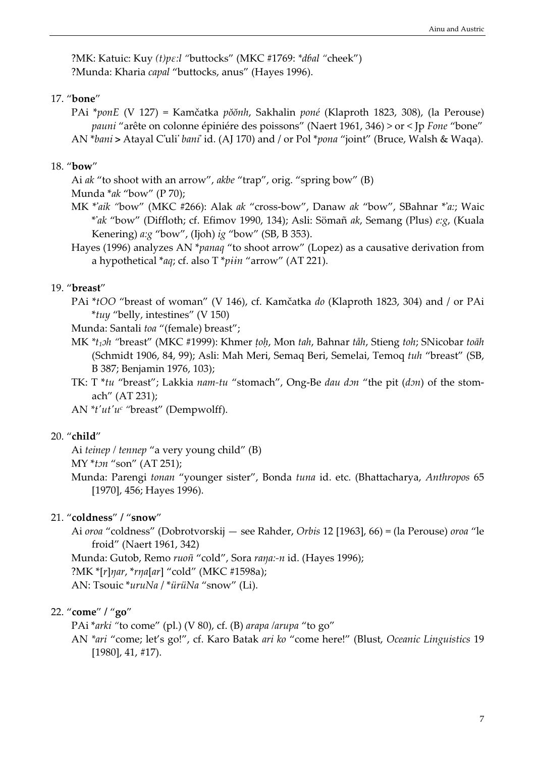?MK: Katuic: Kuy *(t)pɛ:l* "buttocks" (MKC #1769: *\*dɓal* "cheek")
?Munda: Kharia *capal* "buttocks, anus" (Hayes 1996).

17. "**bone**"

PAi *\*ponE* (V 127) = Kamčatka *pŏŏnh*, Sakhalin *poné* (Klaproth 1823, 308), (la Perouse) *pauni* "arête on colonne épiniére des poissons" (Naert 1961, 346) > or < Jp *Fone* "bone"
AN *\*bani* > Atayal C'uli' *bani'* id. (AJ 170) and / or Pol *\*pona* "joint" (Bruce, Walsh & Waqa).

18. "**bow**"

Ai *ak* "to shoot with an arrow", *akbe* "trap", orig. "spring bow" (B)
Munda *\*ak* "bow" (P 70);
MK *\*'aik* "bow" (MKC #266): Alak *ak* "cross-bow", Danaw *ak* "bow", SBahnar *\*'a:*; Waic *\*'ak* "bow" (Diffloth; cf. Efimov 1990, 134); Asli: Sömañ *ak*, Semang (Plus) *e:g*, (Kuala Kenering) *a:g* "bow", (Ijoh) *ig* "bow" (SB, B 353).
Hayes (1996) analyzes AN *\*panaq* "to shoot arrow" (Lopez) as a causative derivation from a hypothetical *\*aq*; cf. also T *\*piin* "arrow" (AT 221).

19. "**breast**"

PAi *\*tOO* "breast of woman" (V 146), cf. Kamčatka *do* (Klaproth 1823, 304) and / or PAi *\*tuy* "belly, intestines" (V 150)
Munda: Santali *toa* "(female) breast";
MK *\*t₁ɔh* "breast" (MKC #1999): Khmer *ṭoḥ*, Mon *tah*, Bahnar *tåh*, Stieng *toh*; SNicobar *toāh* (Schmidt 1906, 84, 99); Asli: Mah Meri, Semaq Beri, Semelai, Temoq *tuh* "breast" (SB, B 387; Benjamin 1976, 103);
TK: T *\*tu* "breast"; Lakkia *nam-tu* "stomach", Ong-Be *dau dɔn* "the pit (*dɔn*) of the stomach" (AT 231);
AN *\*t'ut'uᶜ* "breast" (Dempwolff).

20. "**child**"

Ai *teinep* / *tennep* "a very young child" (B)
MY *\*tɔn* "son" (AT 251);
Munda: Parengi *tonan* "younger sister", Bonda *tuna* id. etc. (Bhattacharya, *Anthropos* 65 [1970], 456; Hayes 1996).

21. "**coldness**" / "**snow**"

Ai *oroa* "coldness" (Dobrotvorskij — see Rahder, *Orbis* 12 [1963], 66) = (la Perouse) *oroa* "le froid" (Naert 1961, 342)
Munda: Gutob, Remo *ruoñ* "cold", Sora *raŋa:-n* id. (Hayes 1996);
?MK *\*[r]ŋar*, *\*rŋa[ar]* "cold" (MKC #1598a);
AN: Tsouic *\*uruNa* / *\*ürüNa* "snow" (Li).

22. "**come**" / "**go**"

PAi *\*arki* "to come" (pl.) (V 80), cf. (B) *arapa* /*arupa* "to go"
AN *\*ari* "come; let's go!", cf. Karo Batak *ari ko* "come here!" (Blust, *Oceanic Linguistics* 19 [1980], 41, #17).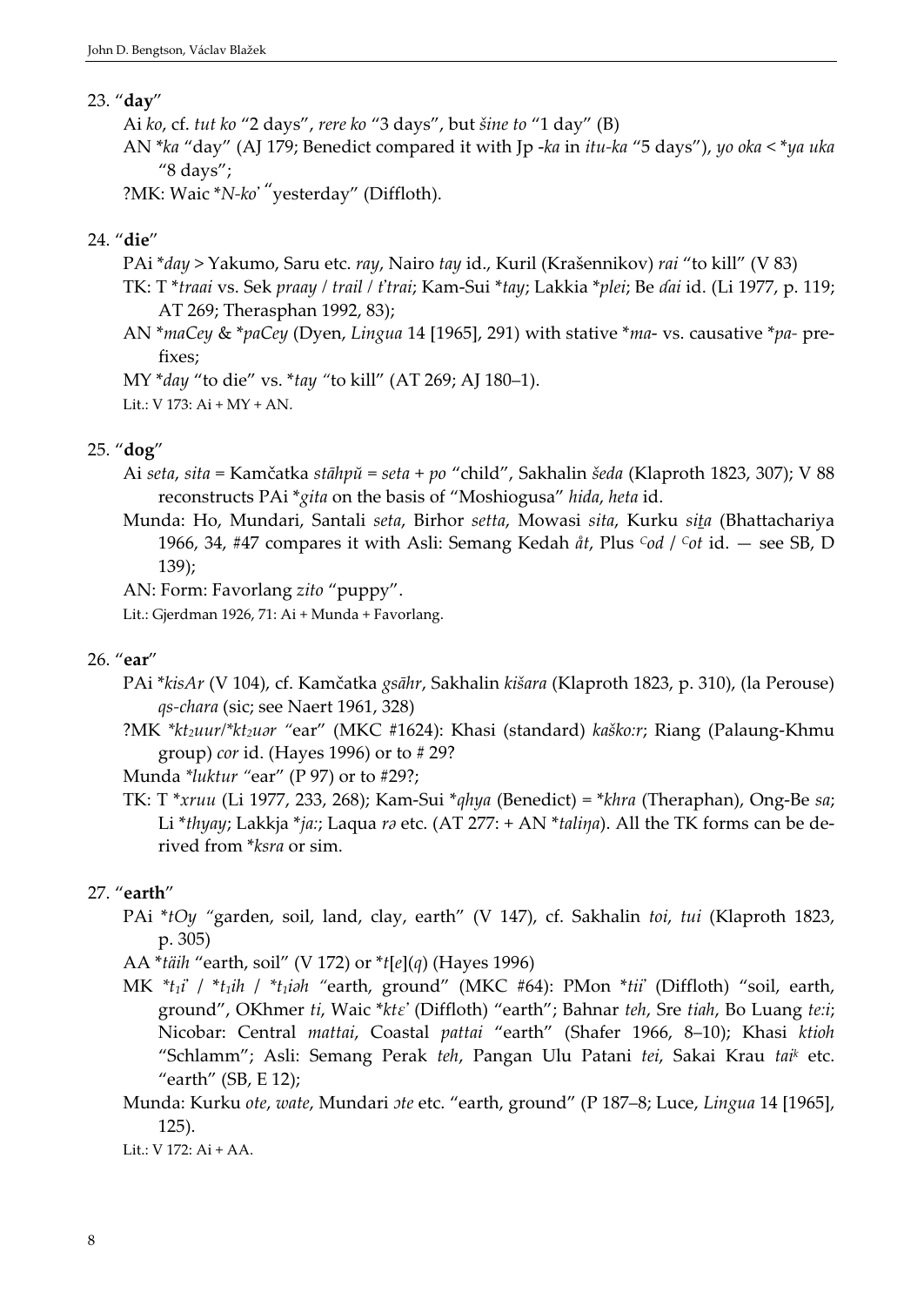23. "**day**"

Ai *ko*, cf. *tut ko* "2 days", *rere ko* "3 days", but *šine to* "1 day" (B)

AN *\*ka* "day" (AJ 179; Benedict compared it with Jp -*ka* in *itu-ka* "5 days"), *yo oka* < *\*ya uka* "8 days";

?MK: Waic *\*N-koʔ* "yesterday" (Diffloth).

24. "**die**"

PAi *\*day* > Yakumo, Saru etc. *ray*, Nairo *tay* id., Kuril (Krašennikov) *rai* "to kill" (V 83)

TK: T *\*traai* vs. Sek *praay* / *trail* / *t'trai*; Kam-Sui *\*tay*; Lakkia *\*plei*; Be *ɗai* id. (Li 1977, p. 119; AT 269; Therasphan 1992, 83);

AN *\*maCey* & *\*paCey* (Dyen, *Lingua* 14 [1965], 291) with stative *\*ma-* vs. causative *\*pa-* prefixes;

MY *\*day* "to die" vs. *\*tay* "to kill" (AT 269; AJ 180–1).

Lit.: V 173: Ai + MY + AN.

25. "**dog**"

Ai *seta*, *sita* = Kamčatka *stāhpŭ* = *seta* + *po* "child", Sakhalin *šeda* (Klaproth 1823, 307); V 88 reconstructs PAi *\*gita* on the basis of "Moshiogusa" *hida*, *heta* id.

Munda: Ho, Mundari, Santali *seta*, Birhor *setta*, Mowasi *sita*, Kurku *si<u>t</u>a* (Bhattachariya 1966, 34, #47 compares it with Asli: Semang Kedah *åt*, Plus *ᶜod* / *ᶜot* id. — see SB, D 139);

AN: Form: Favorlang *zito* "puppy".

Lit.: Gjerdman 1926, 71: Ai + Munda + Favorlang.

26. "**ear**"

PAi *\*kisAr* (V 104), cf. Kamčatka *gsāhr*, Sakhalin *kišara* (Klaproth 1823, p. 310), (la Perouse) *qs-chara* (sic; see Naert 1961, 328)

?MK *\*kt₂uur*/*\*kt₂uər* "ear" (MKC #1624): Khasi (standard) *kaško:r*; Riang (Palaung-Khmu group) *cor* id. (Hayes 1996) or to # 29?

Munda *\*luktur* "ear" (P 97) or to #29?;

TK: T *\*xruu* (Li 1977, 233, 268); Kam-Sui *\*qhya* (Benedict) = *\*khra* (Theraphan), Ong-Be *sa*; Li *\*thyay*; Lakkja *\*ja:*; Laqua *rə* etc. (AT 277: + AN *\*taliŋa*). All the TK forms can be derived from *\*ksra* or sim.

27. "**earth**"

PAi *\*tOy* "garden, soil, land, clay, earth" (V 147), cf. Sakhalin *toi*, *tui* (Klaproth 1823, p. 305)

AA *\*täih* "earth, soil" (V 172) or *\*t*[*e*](*q*) (Hayes 1996)

MK *\*t₁iʔ* / *\*t₁ih* / *\*t₁iəh* "earth, ground" (MKC #64): PMon *\*tiiʔ* (Diffloth) "soil, earth, ground", OKhmer *ti*, Waic *\*ktɛʔ* (Diffloth) "earth"; Bahnar *teh*, Sre *tiah*, Bo Luang *te:i*; Nicobar: Central *mattai*, Coastal *pattai* "earth" (Shafer 1966, 8–10); Khasi *ktioh* "Schlamm"; Asli: Semang Perak *teh*, Pangan Ulu Patani *tei*, Sakai Krau *taiᵏ* etc. "earth" (SB, E 12);

Munda: Kurku *ote*, *wate*, Mundari *ɔte* etc. "earth, ground" (P 187–8; Luce, *Lingua* 14 [1965], 125).

Lit.: V 172: Ai + AA.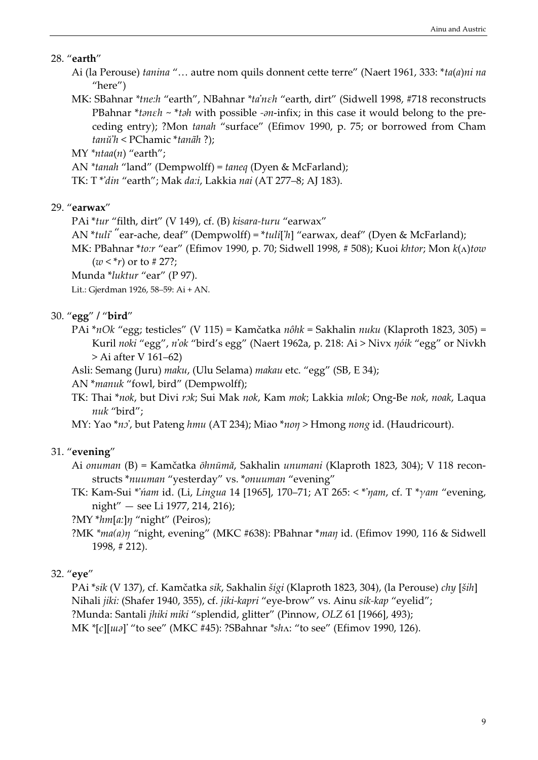28. "**earth**"

Ai (la Perouse) *tanina* "… autre nom quils donnent cette terre" (Naert 1961, 333: \*_ta_(_a_)_ni na_ "here")

MK: SBahnar *\*tne:h* "earth", NBahnar *\*taʾnεh* "earth, dirt" (Sidwell 1998, #718 reconstructs PBahnar \*_tənεh_ ~ \*_təh_ with possible _-ən-_infix; in this case it would belong to the preceding entry); ?Mon *tanah* "surface" (Efimov 1990, p. 75; or borrowed from Cham *tanŭʾh* < PChamic \*_tanãh_ ?);

MY \*_ntaa_(_n_) "earth";

AN \*_tanah_ "land" (Dempwolff) = *taneq* (Dyen & McFarland);

TK: T \*_ʾdin_ "earth"; Mak *da:i*, Lakkia *nai* (AT 277–8; AJ 183).

29. "**earwax**"

PAi \*_tur_ "filth, dirt" (V 149), cf. (B) *kisara-turu* "earwax"

AN \*_tuliʾ_ "ear-ache, deaf" (Dempwolff) = \*_tulí_[_ʾh_] "earwax, deaf" (Dyen & McFarland);

MK: PBahnar \*_to:r_ "ear" (Efimov 1990, p. 70; Sidwell 1998, # 508); Kuoi *khtor*; Mon *k*(ʌ)*tow* (*w* < \*_r_) or to # 27?;

Munda \*_luktur_ "ear" (P 97).

Lit.: Gjerdman 1926, 58–59: Ai + AN.

30. "**egg**" / "**bird**"

PAi \*_nOk_ "egg; testicles" (V 115) = Kamčatka *nôhk* = Sakhalin *nuku* (Klaproth 1823, 305) = Kuril *noki* "egg", *nʾok* "bird's egg" (Naert 1962a, p. 218: Ai > Nivx *ŋóik* "egg" or Nivkh > Ai after V 161–62)

Asli: Semang (Juru) *maku*, (Ulu Selama) *makau* etc. "egg" (SB, E 34);

AN \*_manuk_ "fowl, bird" (Dempwolff);

TK: Thai \*_nok_, but Divi *rɔk*; Sui Mak *nok*, Kam *mok*; Lakkia *mlok*; Ong-Be *nok*, *noak*, Laqua *nuk* "bird";

MY: Yao \*_nɔʾ_, but Pateng *hmu* (AT 234); Miao \*_noŋ_ > Hmong *nong* id. (Haudricourt).

31. "**evening**"

Ai *onuman* (B) = Kamčatka *ōhnūmă*, Sakhalin *unumani* (Klaproth 1823, 304); V 118 reconstructs \*_nuuman_ "yesterday" vs. \*_onuuman_ "evening"

TK: Kam-Sui \*_ʾńam_ id. (Li, *Lingua* 14 [1965], 170–71; AT 265: < \*_ʾŋam_, cf. T \*_γam_ "evening, night" — see Li 1977, 214, 216);

?MY \*_hm_[_a:_]_ŋ_ "night" (Peiros);

?MK *\*ma(a)ŋ* "night, evening" (MKC #638): PBahnar \*_maŋ_ id. (Efimov 1990, 116 & Sidwell 1998, # 212).

32. "**eye**"

PAi \*_sik_ (V 137), cf. Kamčatka *sik*, Sakhalin *šigi* (Klaproth 1823, 304), (la Perouse) *chy* [*ših*]

Nihali *jiki:* (Shafer 1940, 355), cf. *jiki-kapri* "eye-brow" vs. Ainu *sik-kap* "eyelid";

?Munda: Santali *jhiki miki* "splendid, glitter" (Pinnow, *OLZ* 61 [1966], 493);

MK \*[_c_][_ɯə_]_ʾ_ "to see" (MKC #45): ?SBahnar *\*shʌ:* "to see" (Efimov 1990, 126).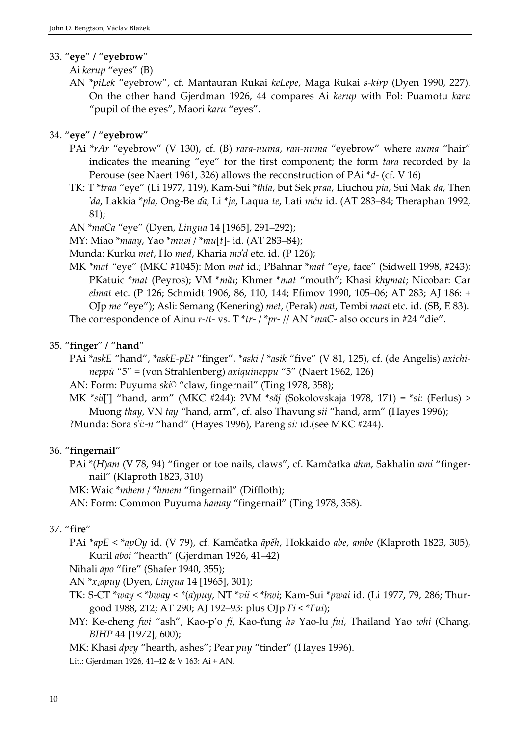33. "**eye**" / "**eyebrow**"

Ai *kerup* "eyes" (B)

AN *\*piLek* "eyebrow", cf. Mantauran Rukai *keLepe*, Maga Rukai *s-kɨrp* (Dyen 1990, 227). On the other hand Gjerdman 1926, 44 compares Ai *kerup* with Pol: Puamotu *karu* "pupil of the eyes", Maori *karu* "eyes".

34. "**eye**" / "**eyebrow**"

PAi *\*rAr* "eyebrow" (V 130), cf. (B) *rara-numa*, *ran-numa* "eyebrow" where *numa* "hair" indicates the meaning "eye" for the first component; the form *tara* recorded by la Perouse (see Naert 1961, 326) allows the reconstruction of PAi \**d-* (cf. V 16)

TK: T *\*traa* "eye" (Li 1977, 119), Kam-Sui *\*thla*, but Sek *praa*, Liuchou *pia*, Sui Mak *da*, Then *ʼda*, Lakkia *\*pla*, Ong-Be *ɗa*, Li *\*ja*, Laqua *te*, Lati *mću* id. (AT 283–84; Theraphan 1992, 81);

AN *\*maCa* "eye" (Dyen, *Lingua* 14 [1965], 291–292);

MY: Miao *\*maay*, Yao *\*muəi* / *\*mu*[*t*]- id. (AT 283–84);

Munda: Kurku *met*, Ho *med*, Kharia *mɔʼd* etc. id. (P 126);

MK *\*mat* "eye" (MKC #1045): Mon *mat* id.; PBahnar *\*mat* "eye, face" (Sidwell 1998, #243); PKatuic *\*mat* (Peyros); VM *\*măt*; Khmer *\*mat* "mouth"; Khasi *khymat*; Nicobar: Car *elmat* etc. (P 126; Schmidt 1906, 86, 110, 144; Efimov 1990, 105–06; AT 283; AJ 186: + OJp *me* "eye"); Asli: Semang (Kenering) *met*, (Perak) *mat*, Tembi *maat* etc. id. (SB, E 83).

The correspondence of Ainu *r-*/*t-* vs. T *\*tr-* / *\*pr-* // AN *\*maC-* also occurs in #24 "die".

35. "**finger**" / "**hand**"

PAi *\*askE* "hand", *\*askE-pEt* "finger", *\*aski* / *\*asik* "five" (V 81, 125), cf. (de Angelis) *axichineppù* "5" = (von Strahlenberg) *axiquineppu* "5" (Naert 1962, 126)

AN: Form: Puyuma *ski*(ʼ) "claw, fingernail" (Ting 1978, 358);

MK *\*sii*[ʼ] "hand, arm" (MKC #244): ?VM *\*săj* (Sokolovskaja 1978, 171) = *\*si:* (Ferlus) > Muong *thay*, VN *tay* "hand, arm", cf. also Thavung *sii* "hand, arm" (Hayes 1996);

?Munda: Sora *sʼi:-n* "hand" (Hayes 1996), Pareng *si:* id.(see MKC #244).

36. "**fingernail**"

PAi *(*H*)*am* (V 78, 94) "finger or toe nails, claws", cf. Kamčatka *āhm*, Sakhalin *ami* "fingernail" (Klaproth 1823, 310)

MK: Waic *\*mhem* / *\*hmem* "fingernail" (Diffloth);

AN: Form: Common Puyuma *hamay* "fingernail" (Ting 1978, 358).

37. "**fire**"

PAi *\*apE* < *\*apOy* id. (V 79), cf. Kamčatka *āpĕh*, Hokkaido *abe*, *ambe* (Klaproth 1823, 305), Kuril *aboi* "hearth" (Gjerdman 1926, 41–42)

Nihali *āpo* "fire" (Shafer 1940, 355);

AN *\*x₁apuy* (Dyen, *Lingua* 14 [1965], 301);

TK: S-CT *\*way* < *\*bway* < *\**(*a*)*puy*, NT *\*vii* < *\*bwi*; Kam-Sui *\*pwai* id. (Li 1977, 79, 286; Thurgood 1988, 212; AT 290; AJ 192–93: plus OJp *Fi* < *\*Fui*);

MY: Ke-cheng *fwi* "ash", Kao-p'o *fi*, Kao-fung *hə* Yao-lu *fui*, Thailand Yao *whi* (Chang, *BIHP* 44 [1972], 600);

MK: Khasi *dpey* "hearth, ashes"; Pear *puy* "tinder" (Hayes 1996).

Lit.: Gjerdman 1926, 41–42 & V 163: Ai + AN.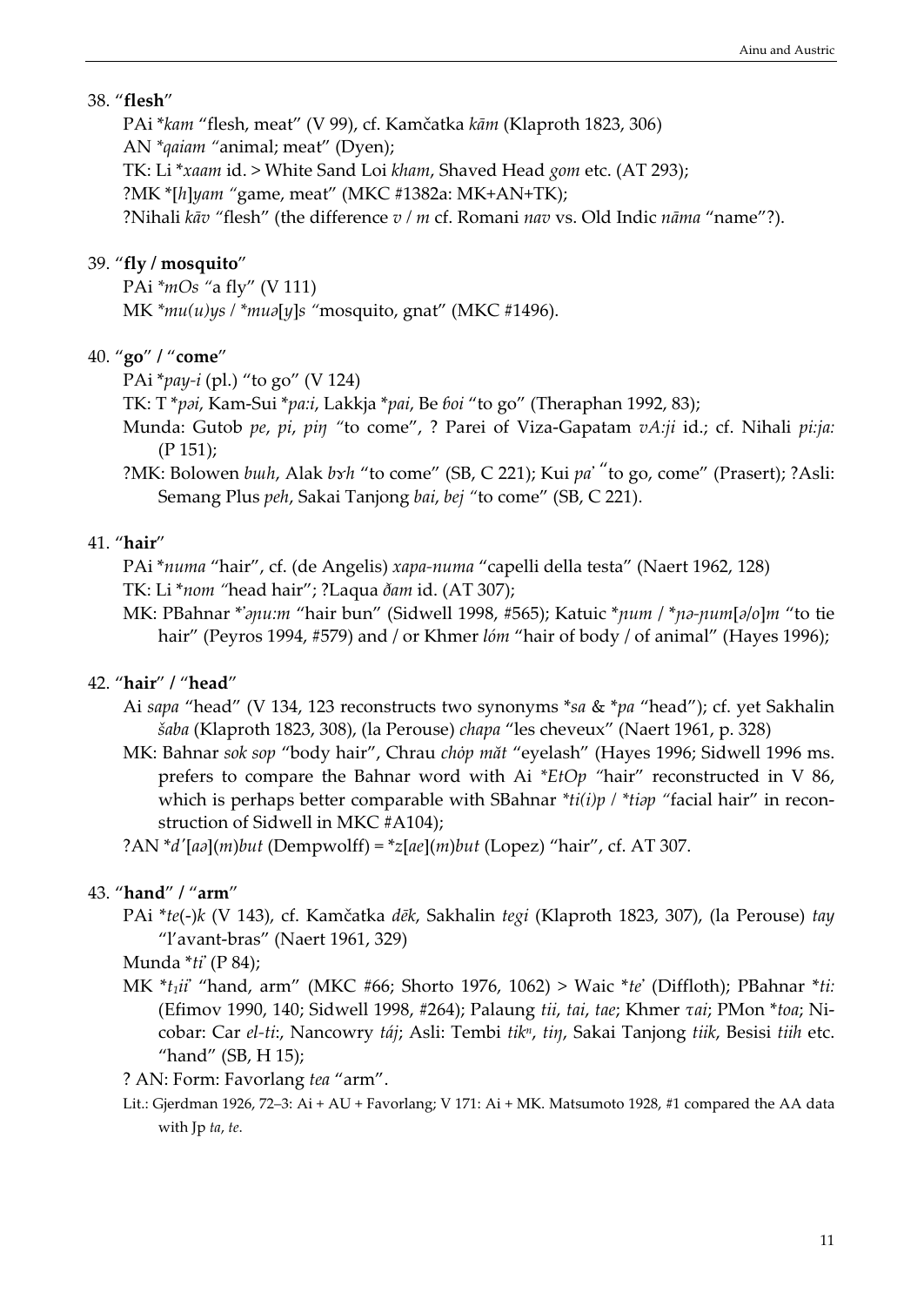38. “**flesh**”

PAi *kam* “flesh, meat” (V 99), cf. Kamčatka *kām* (Klaproth 1823, 306)

AN *\*qaiam* “animal; meat” (Dyen);

TK: Li \**xaam* id. > White Sand Loi *kham*, Shaved Head *gom* etc. (AT 293);

?MK \*[*h*]*yam* “game, meat” (MKC #1382a: MK+AN+TK);

?Nihali *kāv* “flesh” (the difference *v* / *m* cf. Romani *nav* vs. Old Indic *nāma* “name”?).

39. “**fly / mosquito**”

PAi *\*mOs* “a fly” (V 111)

MK *\*mu(u)ys* / *\*muə*[*y*]*s* “mosquito, gnat” (MKC #1496).

40. “**go**” / “**come**”

PAi \**pay-i* (pl.) “to go” (V 124)

TK: T \**pəi*, Kam-Sui \**pa:i*, Lakkja \**pai*, Be *ɓoi* “to go” (Theraphan 1992, 83);

Munda: Gutob *pe*, *pi*, *piŋ* “to come”, ? Parei of Viza-Gapatam *vA:ji* id.; cf. Nihali *pi:ja:* (P 151);

?MK: Bolowen *bɯh*, Alak *bɤh* “to come” (SB, C 221); Kui *paʾ* “to go, come” (Prasert); ?Asli: Semang Plus *peh*, Sakai Tanjong *bai*, *bej* “to come” (SB, C 221).

41. “**hair**”

PAi \**numa* “hair”, cf. (de Angelis) *xapa-numa* “capelli della testa” (Naert 1962, 128)

TK: Li \**nom* “head hair”; ?Laqua *ðam* id. (AT 307);

MK: PBahnar \**ʾəɲu:m* “hair bun” (Sidwell 1998, #565); Katuic \**ɲum* / \**ɲə-ɲum*[*ə*/*o*]*m* “to tie hair” (Peyros 1994, #579) and / or Khmer *lóm* “hair of body / of animal” (Hayes 1996);

42. “**hair**” / “**head**”

Ai *sapa* “head” (V 134, 123 reconstructs two synonyms \**sa* & \**pa* “head”); cf. yet Sakhalin *šaba* (Klaproth 1823, 308), (la Perouse) *chapa* “les cheveux” (Naert 1961, p. 328)

MK: Bahnar *sok sop* “body hair”, Chrau *chòp măt* “eyelash” (Hayes 1996; Sidwell 1996 ms. prefers to compare the Bahnar word with Ai *\*EtOp* “hair” reconstructed in V 86, which is perhaps better comparable with SBahnar *\*ti(i)p* / *\*tiəp* “facial hair” in reconstruction of Sidwell in MKC #A104);

?AN \**dʹ*[*aə*](*m*)*but* (Dempwolff) = \**z*[*ae*](*m*)*but* (Lopez) “hair”, cf. AT 307.

43. “**hand**” / “**arm**”

PAi \**te*(-)*k* (V 143), cf. Kamčatka *dēk*, Sakhalin *tegi* (Klaproth 1823, 307), (la Perouse) *tay* “l’avant-bras” (Naert 1961, 329)

Munda \**tiʾ* (P 84);

MK \*$t_1$*iiʾ* “hand, arm” (MKC #66; Shorto 1976, 1062) > Waic \**teʾ* (Diffloth); PBahnar \**ti:* (Efimov 1990, 140; Sidwell 1998, #264); Palaung *tii*, *tai*, *tae*; Khmer *τai*; PMon \**toa*; Nicobar: Car *el-ti:*, Nancowry *táj*; Asli: Tembi *tik*$^n$, *tiŋ*, Sakai Tanjong *tiik*, Besisi *tiih* etc. “hand” (SB, H 15);

? AN: Form: Favorlang *tea* “arm”.

Lit.: Gjerdman 1926, 72–3: Ai + AU + Favorlang; V 171: Ai + MK. Matsumoto 1928, #1 compared the AA data with Jp *ta*, *te*.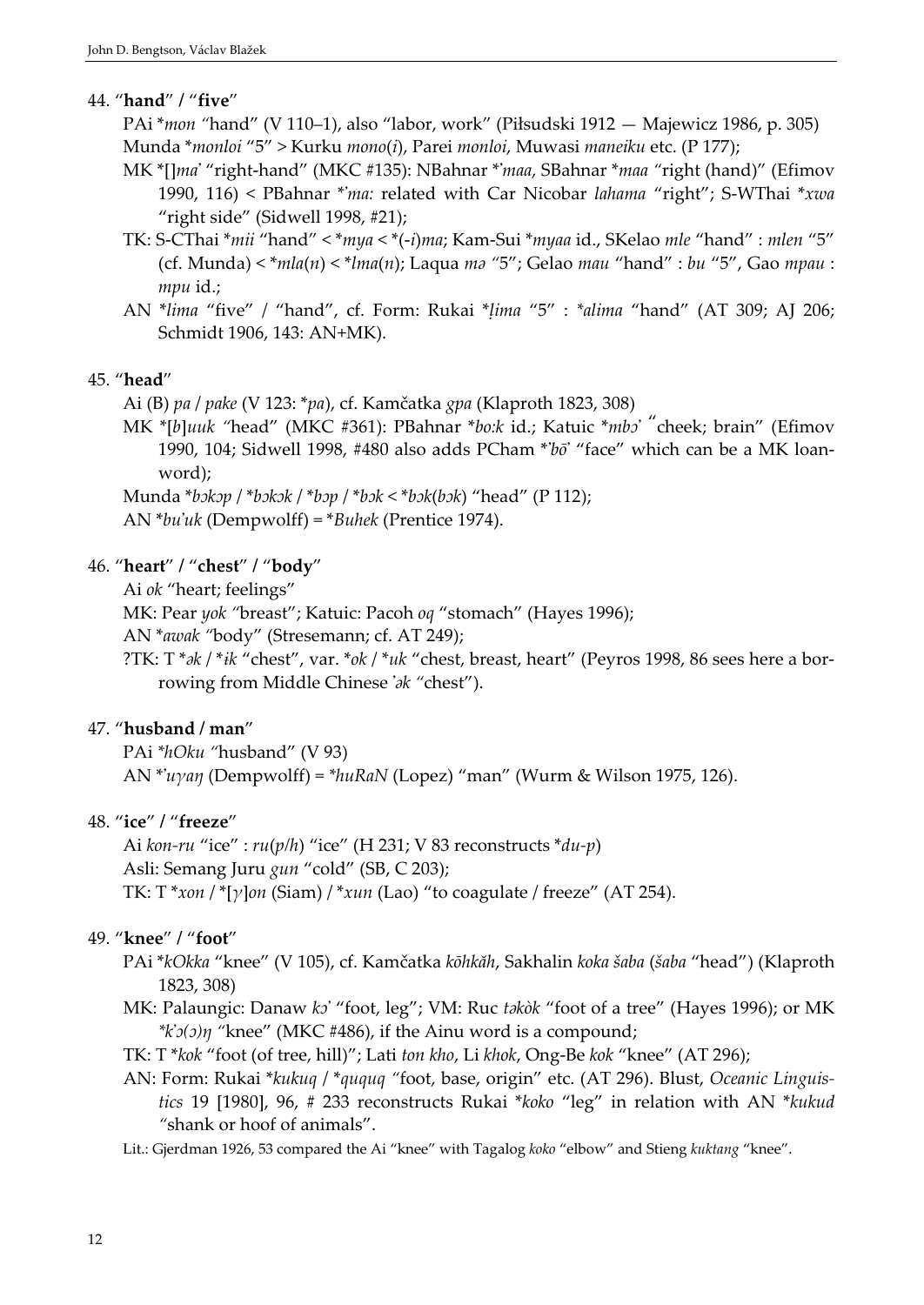44. “**hand**” / “**five**”

PAi *\*mon* “hand” (V 110–1), also “labor, work” (Piłsudski 1912 — Majewicz 1986, p. 305) Munda *\*monloi* “5” > Kurku *mono*(*i*), Parei *monloi*, Muwasi *maneiku* etc. (P 177);

MK \*[]*maˀ* “right-hand” (MKC #135): NBahnar *\*ˀmaa*, SBahnar *\*maa* “right (hand)” (Efimov 1990, 116) < PBahnar *\*ˀma:* related with Car Nicobar *lahama* “right”; S-WThai *\*xwa* “right side” (Sidwell 1998, #21);

TK: S-CThai *\*mii* “hand” < *\*mya* < \*(-*i*)*ma*; Kam-Sui *\*myaa* id., SKelao *mle* “hand” : *mlen* “5” (cf. Munda) < *\*mla*(*n*) < *\*lma*(*n*); Laqua *mə* “5”; Gelao *mau* “hand” : *bu* “5”, Gao *mpau* : *mpu* id.;

AN *\*lima* “five” / “hand”, cf. Form: Rukai *\*ḷima* “5” : *\*alima* “hand” (AT 309; AJ 206; Schmidt 1906, 143: AN+MK).

45. “**head**”

Ai (B) *pa* / *pake* (V 123: *\*pa*), cf. Kamčatka *gpa* (Klaproth 1823, 308)

MK \*[*b*]*uuk* “head” (MKC #361): PBahnar *\*bo:k* id.; Katuic *\*mbɔˀ* “cheek; brain” (Efimov 1990, 104; Sidwell 1998, #480 also adds PCham *\*ˀbōˀ* “face” which can be a MK loan-word);

Munda *\*bɔkɔp* / *\*bɔkɔk* / *\*bɔp* / *\*bɔk* < *\*bɔk*(*bɔk*) “head” (P 112);

AN *\*buˀuk* (Dempwolff) = *\*Buhek* (Prentice 1974).

46. “**heart**” / “**chest**” / “**body**”

Ai *ok* “heart; feelings”

MK: Pear *yok* “breast”; Katuic: Pacoh *oq* “stomach” (Hayes 1996);

AN *\*awak* “body” (Stresemann; cf. AT 249);

?TK: T *\*ək* / *\*ɨk* “chest”, var. *\*ok* / *\*uk* “chest, breast, heart” (Peyros 1998, 86 sees here a borrowing from Middle Chinese *ˀək* “chest”).

47. “**husband / man**”

PAi *\*hOku* “husband” (V 93)

AN *\*ˀuγaŋ* (Dempwolff) = *\*huRaN* (Lopez) “man” (Wurm & Wilson 1975, 126).

48. “**ice**” / “**freeze**”

Ai *kon-ru* “ice” : *ru*(*p*/*h*) “ice” (H 231; V 83 reconstructs *\*du-p*)

Asli: Semang Juru *gun* “cold” (SB, C 203);

TK: T *\*xon* / \*[*γ*]*on* (Siam) / *\*xun* (Lao) “to coagulate / freeze” (AT 254).

49. “**knee**” / “**foot**”

PAi *\*kOkka* “knee” (V 105), cf. Kamčatka *kōhkăh*, Sakhalin *koka šaba* (*šaba* “head”) (Klaproth 1823, 308)

MK: Palaungic: Danaw *kɔˀ* “foot, leg”; VM: Ruc *təkòk* “foot of a tree” (Hayes 1996); or MK *\*kˀɔ(ɔ)ŋ* “knee” (MKC #486), if the Ainu word is a compound;

TK: T *\*kok* “foot (of tree, hill)”; Lati *ton kho*, Li *khok*, Ong-Be *kok* “knee” (AT 296);

AN: Form: Rukai *\*kukuq* / *\*ququq* “foot, base, origin” etc. (AT 296). Blust, *Oceanic Linguistics* 19 [1980], 96, # 233 reconstructs Rukai *\*koko* “leg” in relation with AN *\*kukud* “shank or hoof of animals”.

Lit.: Gjerdman 1926, 53 compared the Ai “knee” with Tagalog *koko* “elbow” and Stieng *kuktang* “knee”.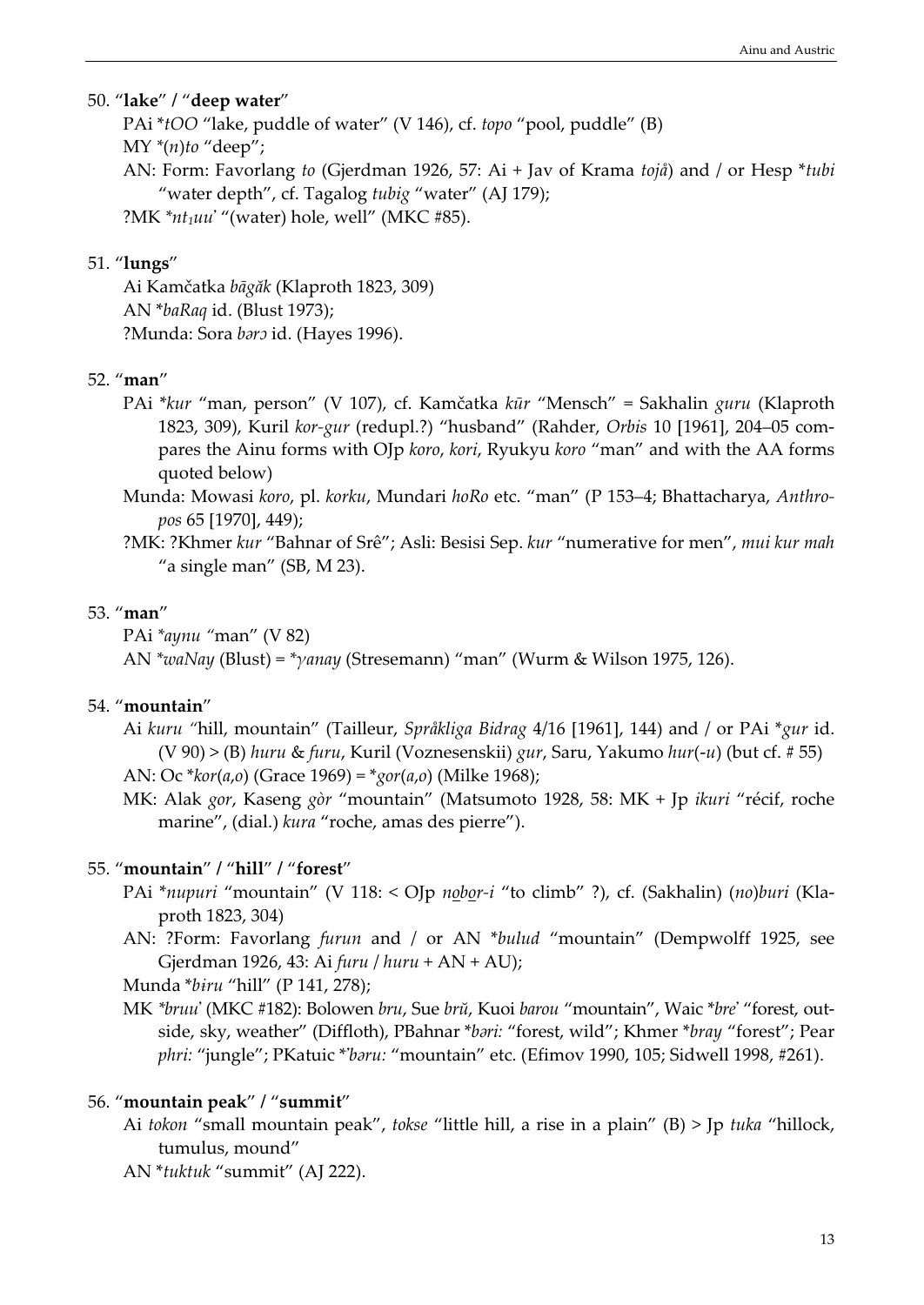50. "**lake**" / "**deep water**"

PAi *tOO "lake, puddle of water" (V 146), cf. *topo* "pool, puddle" (B)

MY *(*n*)*to* "deep";

AN: Form: Favorlang *to* (Gjerdman 1926, 57: Ai + Jav of Krama *tojå*) and / or Hesp **tubi* "water depth", cf. Tagalog *tubig* "water" (AJ 179);

?MK *$nt_1$uu*ʾ "(water) hole, well" (MKC #85).

51. "**lungs**"

Ai Kamčatka *bāgăk* (Klaproth 1823, 309)

AN **baRaq* id. (Blust 1973);

?Munda: Sora *bərɔ* id. (Hayes 1996).

52. "**man**"

PAi **kur* "man, person" (V 107), cf. Kamčatka *kūr* "Mensch" = Sakhalin *guru* (Klaproth 1823, 309), Kuril *kor-gur* (redupl.?) "husband" (Rahder, *Orbis* 10 [1961], 204–05 compares the Ainu forms with OJp *koro*, *kori*, Ryukyu *koro* "man" and with the AA forms quoted below)

Munda: Mowasi *koro*, pl. *korku*, Mundari *hoRo* etc. "man" (P 153–4; Bhattacharya, *Anthropos* 65 [1970], 449);

?MK: ?Khmer *kur* "Bahnar of Srê"; Asli: Besisi Sep. *kur* "numerative for men", *mui kur mah* "a single man" (SB, M 23).

53. "**man**"

PAi **aynu* "man" (V 82)

AN **waNay* (Blust) = *γ*anay* (Stresemann) "man" (Wurm & Wilson 1975, 126).

54. "**mountain**"

Ai *kuru* "hill, mountain" (Tailleur, *Språkliga Bidrag* 4/16 [1961], 144) and / or PAi **gur* id. (V 90) > (B) *huru* & *furu*, Kuril (Voznesenskii) *gur*, Saru, Yakumo *hur*(-*u*) (but cf. # 55)

AN: Oc **kor*(*a*,*o*) (Grace 1969) = **gor*(*a*,*o*) (Milke 1968);

MK: Alak *gor*, Kaseng *gòr* "mountain" (Matsumoto 1928, 58: MK + Jp *ikuri* "récif, roche marine", (dial.) *kura* "roche, amas des pierre").

55. "**mountain**" / "**hill**" / "**forest**"

PAi **nupuri* "mountain" (V 118: < OJp *n̠ob̠o̠r-i* "to climb" ?), cf. (Sakhalin) (*no*)*buri* (Klaproth 1823, 304)

AN: ?Form: Favorlang *furun* and / or AN **bulud* "mountain" (Dempwolff 1925, see Gjerdman 1926, 43: Ai *furu* / *huru* + AN + AU);

Munda **bɨru* "hill" (P 141, 278);

MK **bruu*ʾ (MKC #182): Bolowen *bru*, Sue *brŭ*, Kuoi *barou* "mountain", Waic **bre*ʾ "forest, outside, sky, weather" (Diffloth), PBahnar **bəri:* "forest, wild"; Khmer **bray* "forest"; Pear *phri:* "jungle"; PKatuic **ʾbəru:* "mountain" etc. (Efimov 1990, 105; Sidwell 1998, #261).

56. "**mountain peak**" / "**summit**"

Ai *tokon* "small mountain peak", *tokse* "little hill, a rise in a plain" (B) > Jp *tuka* "hillock, tumulus, mound"

AN **tuktuk* "summit" (AJ 222).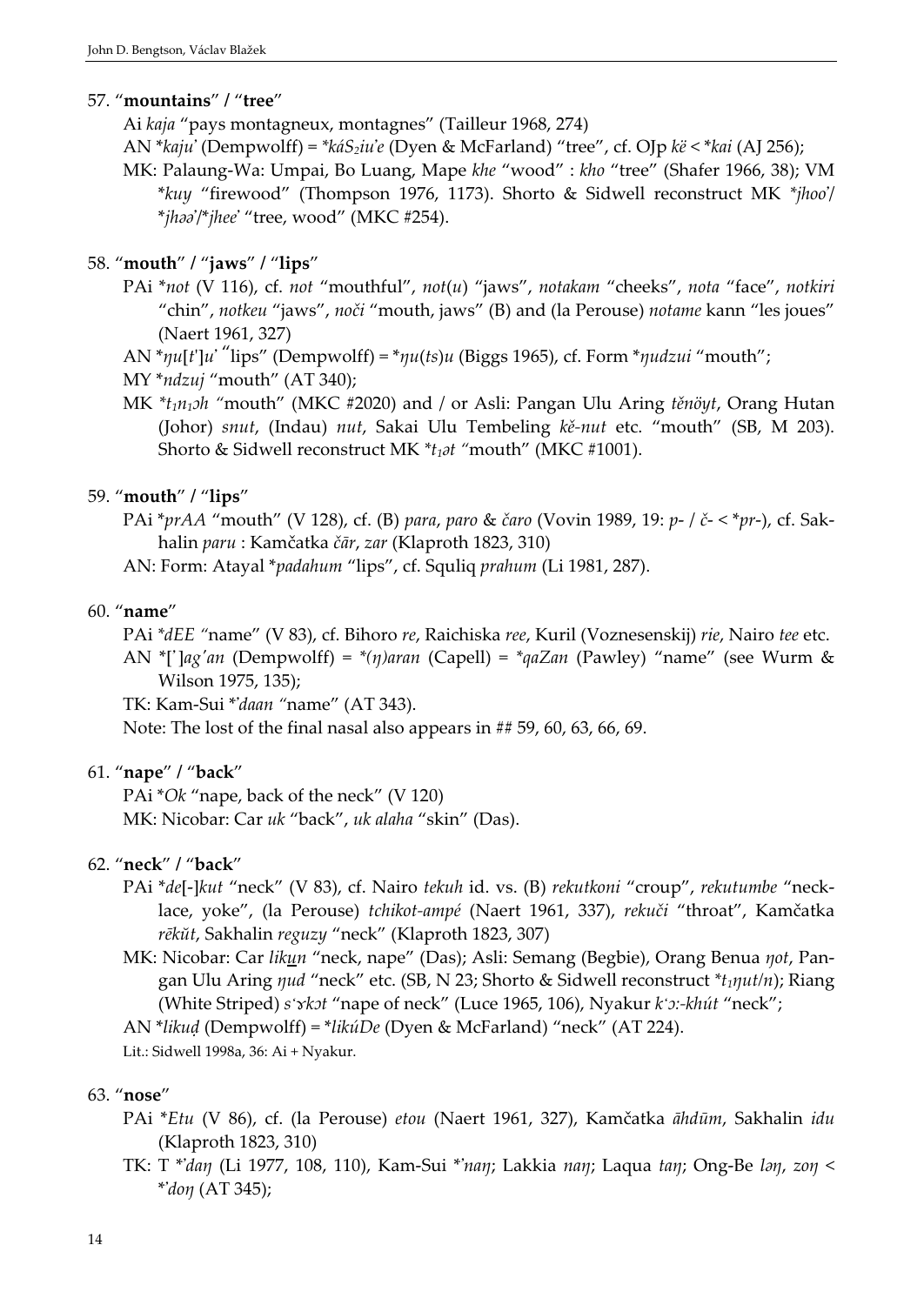57. "**mountains**" / "**tree**"

Ai *kaja* "pays montagneux, montagnes" (Tailleur 1968, 274)

AN *kaju*ʾ (Dempwolff) = *\*káS₂iuʾe* (Dyen & McFarland) "tree", cf. OJp *kë* < *\*kai* (AJ 256);

MK: Palaung-Wa: Umpai, Bo Luang, Mape *khe* "wood" : *kho* "tree" (Shafer 1966, 38); VM *\*kuy* "firewood" (Thompson 1976, 1173). Shorto & Sidwell reconstruct MK *\*jhooʾ*/ *\*jhəəʾ*/*\*jheeʾ* "tree, wood" (MKC #254).

58. "**mouth**" / "**jaws**" / "**lips**"

PAi *\*not* (V 116), cf. *not* "mouthful", *not*(*u*) "jaws", *notakam* "cheeks", *nota* "face", *notkiri* "chin", *notkeu* "jaws", *noči* "mouth, jaws" (B) and (la Perouse) *notame* kann "les joues" (Naert 1961, 327)

AN *\*ŋu*[*t'*]*u*ʾ "lips" (Dempwolff) = *\*ŋu*(*ts*)*u* (Biggs 1965), cf. Form *\*ŋudzui* "mouth";

MY *\*ndzuj* "mouth" (AT 340);

MK *\*t₁n₁ɔh* "mouth" (MKC #2020) and / or Asli: Pangan Ulu Aring *tĕnöyt*, Orang Hutan (Johor) *snut*, (Indau) *nut*, Sakai Ulu Tembeling *kĕ-nut* etc. "mouth" (SB, M 203). Shorto & Sidwell reconstruct MK *\*t₁ət* "mouth" (MKC #1001).

59. "**mouth**" / "**lips**"

PAi *\*prAA* "mouth" (V 128), cf. (B) *para*, *paro* & *čaro* (Vovin 1989, 19: *p-* / *č-* < *\*pr-*), cf. Sakhalin *paru* : Kamčatka *čār*, *zar* (Klaproth 1823, 310)

AN: Form: Atayal *\*padahum* "lips", cf. Squliq *prahum* (Li 1981, 287).

60. "**name**"

PAi *\*dEE* "name" (V 83), cf. Bihoro *re*, Raichiska *ree*, Kuril (Voznesenskij) *rie*, Nairo *tee* etc.

AN *\*[ʾ]agʹan* (Dempwolff) = *\*(ŋ)aran* (Capell) = *\*qaZan* (Pawley) "name" (see Wurm & Wilson 1975, 135);

TK: Kam-Sui *\*ʾdaan* "name" (AT 343).

Note: The lost of the final nasal also appears in ## 59, 60, 63, 66, 69.

61. "**nape**" / "**back**"

PAi *\*Ok* "nape, back of the neck" (V 120)

MK: Nicobar: Car *uk* "back", *uk alaha* "skin" (Das).

62. "**neck**" / "**back**"

PAi *\*de*[-]*kut* "neck" (V 83), cf. Nairo *tekuh* id. vs. (B) *rekutkoni* "croup", *rekutumbe* "necklace, yoke", (la Perouse) *tchikot-ampé* (Naert 1961, 337), *rekuči* "throat", Kamčatka *rēkŭt*, Sakhalin *reguzy* "neck" (Klaproth 1823, 307)

MK: Nicobar: Car *likṉn* "neck, nape" (Das); Asli: Semang (Begbie), Orang Benua *ŋot*, Pangan Ulu Aring *ŋud* "neck" etc. (SB, N 23; Shorto & Sidwell reconstruct *\*t₁ŋut/n*); Riang (White Striped) *sʿɤkɔt* "nape of neck" (Luce 1965, 106), Nyakur *kʿɔ:-khút* "neck";

AN *\*likuḍ* (Dempwolff) = *\*likúDe* (Dyen & McFarland) "neck" (AT 224).

Lit.: Sidwell 1998a, 36: Ai + Nyakur.

63. "**nose**"

PAi *\*Etu* (V 86), cf. (la Perouse) *etou* (Naert 1961, 327), Kamčatka *āhdūm*, Sakhalin *idu* (Klaproth 1823, 310)

TK: T *\*ʾdaŋ* (Li 1977, 108, 110), Kam-Sui *\*ʾnaŋ*; Lakkia *naŋ*; Laqua *taŋ*; Ong-Be *ləŋ*, *zoŋ* < *\*ʾdoŋ* (AT 345);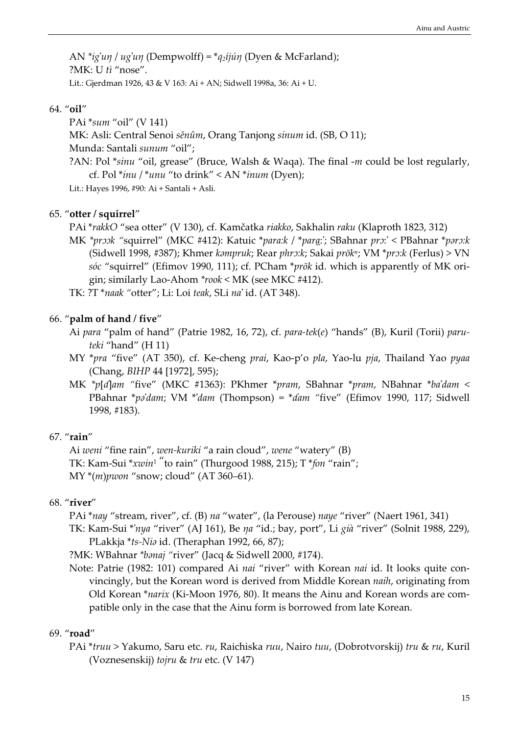AN *ig'uŋ / ug'uŋ* (Dempwolff) = *$q_2$íjúŋ* (Dyen & McFarland);
?MK: U *tì* "nose".
Lit.: Gjerdman 1926, 43 & V 163: Ai + AN; Sidwell 1998a, 36: Ai + U.

64. "**oil**"

PAi **sum* "oil" (V 141)
MK: Asli: Central Senoi *sĕnûm*, Orang Tanjong *sinum* id. (SB, O 11);
Munda: Santali *sunum* "oil";
?AN: Pol **sinu* "oil, grease" (Bruce, Walsh & Waqa). The final *-m* could be lost regularly, cf. Pol **inu* / **unu* "to drink" < AN **inum* (Dyen);
Lit.: Hayes 1996, #90: Ai + Santali + Asli.

65. "**otter / squirrel**"

PAi **rakkO* "sea otter" (V 130), cf. Kamčatka *riakko*, Sakhalin *raku* (Klaproth 1823, 312)
MK **prɔɔk* "squirrel" (MKC #412): Katuic **para:k* / **para̱:ˀ*; SBahnar *prɔ:ˀ* < PBahnar **pərɔ:k* (Sidwell 1998, #387); Khmer *kəmpruk*; Rear *phrɔ:k*; Sakai *prōk*[n]; VM **prɔ:k* (Ferlus) > VN *sóc* "squirrel" (Efimov 1990, 111); cf. PCham **prōk* id. which is apparently of MK origin; similarly Lao-Ahom **rook* < MK (see MKC #412).
TK: ?T **naak* "otter"; Li: Loi *teak*, SLi *naˀ* id. (AT 348).

66. "**palm of hand / five**"

Ai *para* "palm of hand" (Patrie 1982, 16, 72), cf. *para-tek*(*e*) "hands" (B), Kuril (Torii) *paru-teki* "hand" (H 11)
MY **pra* "five" (AT 350), cf. Ke-cheng *prai*, Kao-p'o *pla*, Yao-lu *pja*, Thailand Yao *pyaa* (Chang, *BIHP* 44 [1972], 595);
MK **p*[*ɗ*]*am* "five" (MKC #1363): PKhmer **pram*, SBahnar **pram*, NBahnar **baˀdam* < PBahnar **pəˀdam*; VM **ˀdam* (Thompson) = **ɗam* "five" (Efimov 1990, 117; Sidwell 1998, #183).

67. "**rain**"

Ai *weni* "fine rain", *wen-kuriki* "a rain cloud", *wene* "watery" (B)
TK: Kam-Sui **xwin*[1] "to rain" (Thurgood 1988, 215); T **fon* "rain";
MY *(*m*)*pwon* "snow; cloud" (AT 360–61).

68. "**river**"

PAi **nay* "stream, river", cf. (B) *na* "water", (la Perouse) *naye* "river" (Naert 1961, 341)
TK: Kam-Sui **ˀnya* "river" (AJ 161), Be *ŋa* "id.; bay, port", Li *già* "river" (Solnit 1988, 229), PLakkja **ts-Niə* id. (Theraphan 1992, 66, 87);
?MK: WBahnar **bənaj* "river" (Jacq & Sidwell 2000, #174).
Note: Patrie (1982: 101) compared Ai *nai* "river" with Korean *nai* id. It looks quite convincingly, but the Korean word is derived from Middle Korean *naih*, originating from Old Korean **narix* (Ki-Moon 1976, 80). It means the Ainu and Korean words are compatible only in the case that the Ainu form is borrowed from late Korean.

69. "**road**"

PAi **truu* > Yakumo, Saru etc. *ru*, Raichiska *ruu*, Nairo *tuu*, (Dobrotvorskij) *tru* & *ru*, Kuril (Voznesenskij) *tojru* & *tru* etc. (V 147)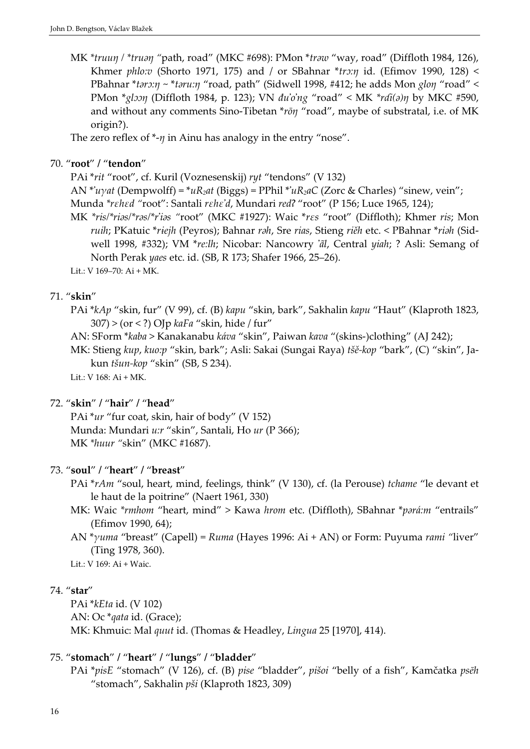MK *\*truuŋ* / *\*truəŋ* "path, road" (MKC #698): PMon \**trəw* "way, road" (Diffloth 1984, 126), Khmer *phlo:v* (Shorto 1971, 175) and / or SBahnar \**trɔ:ŋ* id. (Efimov 1990, 128) < PBahnar \**tərɔ:ŋ* ~ \**təru:ŋ* "road, path" (Sidwell 1998, #412; he adds Mon *gloŋ* "road" < PMon \**glɔɔŋ* (Diffloth 1984, p. 123); VN *đư'o'ng* "road" < MK *\*rdi(ə)ŋ* by MKC #590, and without any comments Sino-Tibetan \**rōŋ* "road", maybe of substratal, i.e. of MK origin?).

The zero reflex of \*-*ŋ* in Ainu has analogy in the entry "nose".

70. "**root**" / "**tendon**"

PAi \**rit* "root", cf. Kuril (Voznesenskij) *ryt* "tendons" (V 132)

AN \**'uɣat* (Dempwolff) = \**uR₂at* (Biggs) = PPhil \**'uR₂aC* (Zorc & Charles) "sinew, vein";

Munda *\*rɛhɛd* "root": Santali *rɛhɛ'd*, Mundari *redʔ* "root" (P 156; Luce 1965, 124);

MK *\*ris/\*riəs/\*rəs/\*r'iəs* "root" (MKC #1927): Waic \**rɛs* "root" (Diffloth); Khmer *ris*; Mon *ruih*; PKatuic \**riejh* (Peyros); Bahnar *rəh*, Sre *rias*, Stieng *riĕh* etc. < PBahnar \**riəh* (Sidwell 1998, #332); VM \**re:lh*; Nicobar: Nancowry *'ăl*, Central *yiah*; ? Asli: Semang of North Perak *yaes* etc. id. (SB, R 173; Shafer 1966, 25–26).

Lit.: V 169–70: Ai + MK.

71. "**skin**"

PAi \**kAp* "skin, fur" (V 99), cf. (B) *kapu* "skin, bark", Sakhalin *kapu* "Haut" (Klaproth 1823, 307) > (or < ?) OJp *kaFa* "skin, hide / fur"

AN: SForm \**kaba* > Kanakanabu *káva* "skin", Paiwan *kava* "(skins-)clothing" (AJ 242);

MK: Stieng *kup*, *kuo:p* "skin, bark"; Asli: Sakai (Sungai Raya) *tšĕ-kop* "bark", (C) "skin", Jakun *tšun-kop* "skin" (SB, S 234).

Lit.: V 168: Ai + MK.

72. "**skin**" / "**hair**" / "**head**"

PAi \**ur* "fur coat, skin, hair of body" (V 152)

Munda: Mundari *u:r* "skin", Santali, Ho *ur* (P 366);

MK *\*huur* "skin" (MKC #1687).

73. "**soul**" / "**heart**" / "**breast**"

PAi \**rAm* "soul, heart, mind, feelings, think" (V 130), cf. (la Perouse) *tchame* "le devant et le haut de la poitrine" (Naert 1961, 330)

MK: Waic *\*rmhom* "heart, mind" > Kawa *hrom* etc. (Diffloth), SBahnar \**pərá:m* "entrails" (Efimov 1990, 64);

AN \**ɣuma* "breast" (Capell) = *Ruma* (Hayes 1996: Ai + AN) or Form: Puyuma *rami* "liver" (Ting 1978, 360).

Lit.: V 169: Ai + Waic.

74. "**star**"

PAi \**kEta* id. (V 102)

AN: Oc \**qata* id. (Grace);

MK: Khmuic: Mal *quut* id. (Thomas & Headley, *Lingua* 25 [1970], 414).

75. "**stomach**" / "**heart**" / "**lungs**" / "**bladder**"

PAi \**pisE* "stomach" (V 126), cf. (B) *pise* "bladder", *pišoi* "belly of a fish", Kamčatka *psēh* "stomach", Sakhalin *pši* (Klaproth 1823, 309)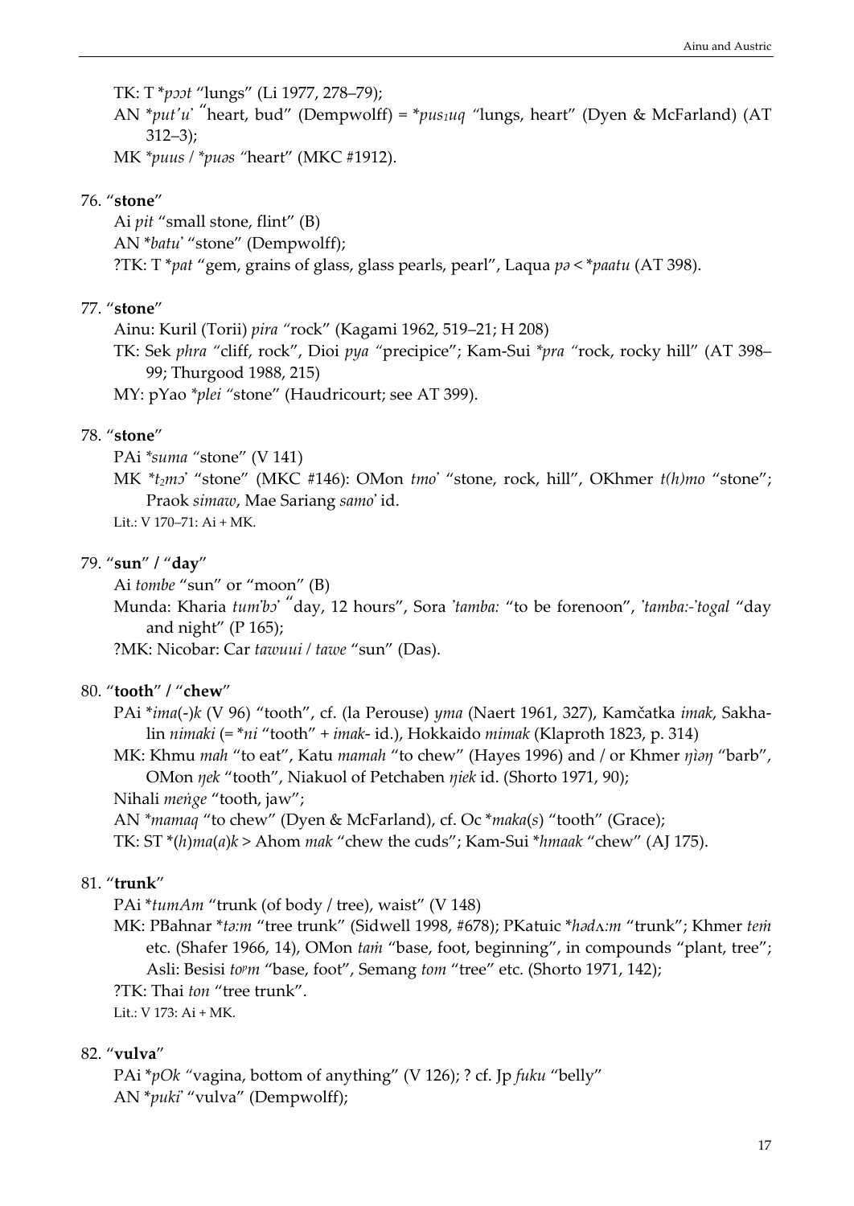TK: T *pɔɔt "lungs" (Li 1977, 278–79);
AN *put'u' "heart, bud" (Dempwolff) = *pus₁uq "lungs, heart" (Dyen & McFarland) (AT 312–3);
MK *puus / *puəs "heart" (MKC #1912).

76. "**stone**"
Ai *pit* "small stone, flint" (B)
AN *batu'* "stone" (Dempwolff);
?TK: T *pat* "gem, grains of glass, glass pearls, pearl", Laqua *pə* < *paatu* (AT 398).

77. "**stone**"
Ainu: Kuril (Torii) *pira* "rock" (Kagami 1962, 519–21; H 208)
TK: Sek *phra* "cliff, rock", Dioi *pya* "precipice"; Kam-Sui *pra* "rock, rocky hill" (AT 398–99; Thurgood 1988, 215)
MY: pYao *plei* "stone" (Haudricourt; see AT 399).

78. "**stone**"
PAi *suma* "stone" (V 141)
MK *t₂mɔ'* "stone" (MKC #146): OMon *tmo'* "stone, rock, hill", OKhmer *t(h)mo* "stone"; Praok *simaw*, Mae Sariang *samo'* id.
Lit.: V 170–71: Ai + MK.

79. "**sun**" / "**day**"
Ai *tombe* "sun" or "moon" (B)
Munda: Kharia *tum'bɔ'* "day, 12 hours", Sora *'tamba:* "to be forenoon", *'tamba:-'togal* "day and night" (P 165);
?MK: Nicobar: Car *tawuui* / *tawe* "sun" (Das).

80. "**tooth**" / "**chew**"
PAi *ima(-)k* (V 96) "tooth", cf. (la Perouse) *yma* (Naert 1961, 327), Kamčatka *imak*, Sakhalin *nimaki* (= *ni* "tooth" + *imak-* id.), Hokkaido *mimak* (Klaproth 1823, p. 314)
MK: Khmu *mah* "to eat", Katu *mamah* "to chew" (Hayes 1996) and / or Khmer *ŋìəŋ* "barb", OMon *ŋek* "tooth", Niakuol of Petchaben *ŋiek* id. (Shorto 1971, 90);
Nihali *meṅge* "tooth, jaw";
AN *mamaq* "to chew" (Dyen & McFarland), cf. Oc *maka(s)* "tooth" (Grace);
TK: ST *(h)ma(a)k* > Ahom *mak* "chew the cuds"; Kam-Sui *hmaak* "chew" (AJ 175).

81. "**trunk**"
PAi *tumAm* "trunk (of body / tree), waist" (V 148)
MK: PBahnar *tə:m* "tree trunk" (Sidwell 1998, #678); PKatuic *hədʌ:m* "trunk"; Khmer *teṁ* etc. (Shafer 1966, 14), OMon *taṁ* "base, foot, beginning", in compounds "plant, tree"; Asli: Besisi *toᵖm* "base, foot", Semang *tom* "tree" etc. (Shorto 1971, 142);
?TK: Thai *ton* "tree trunk".
Lit.: V 173: Ai + MK.

82. "**vulva**"
PAi *pOk* "vagina, bottom of anything" (V 126); ? cf. Jp *fuku* "belly"
AN *puki'* "vulva" (Dempwolff);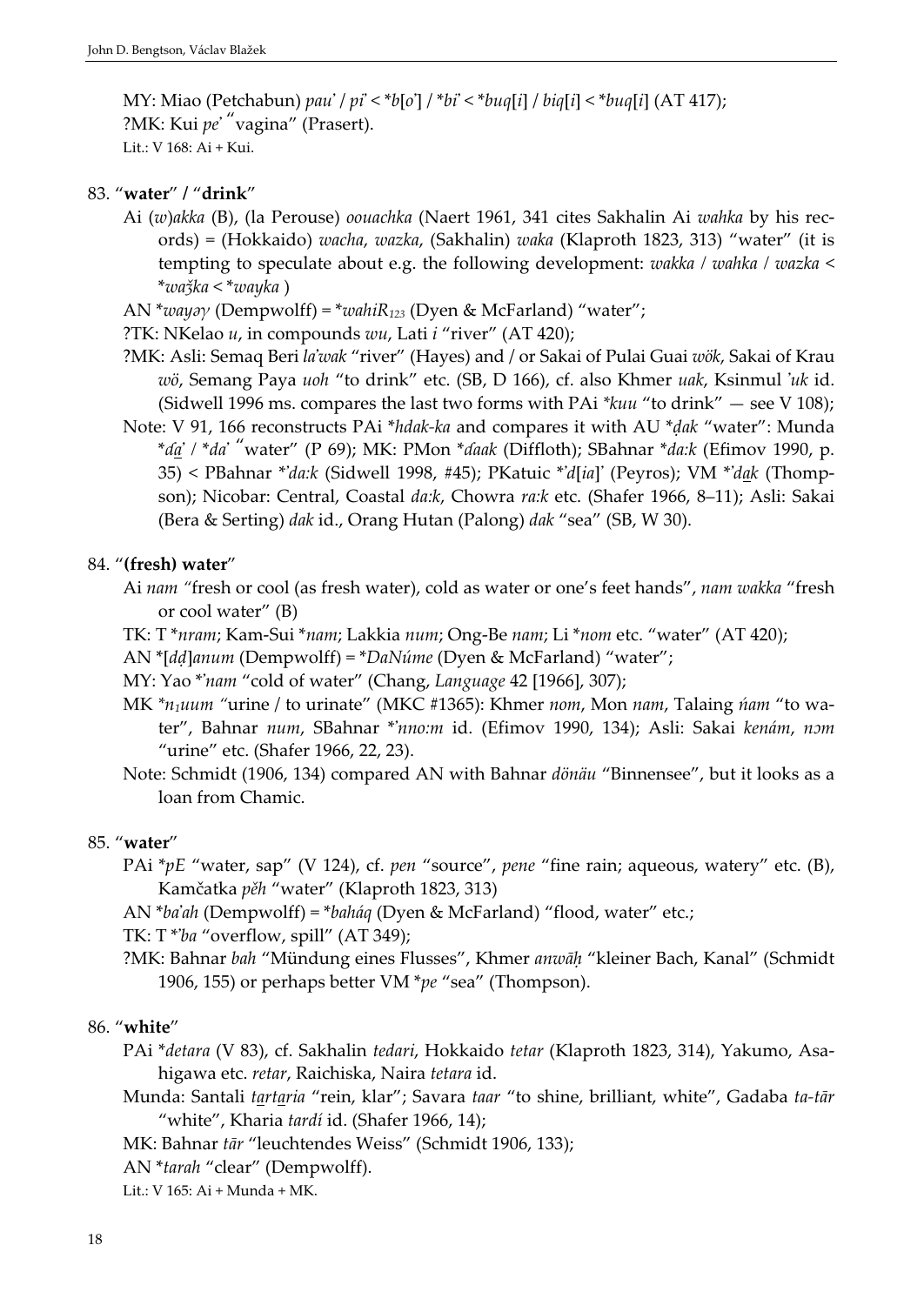MY: Miao (Petchabun) *pauˀ* / *piˀ* < \**b*[*o*ˀ] / \**biˀ* < \**buq*[*i*] / *biq*[*i*] < \**buq*[*i*] (AT 417);
?MK: Kui *peˀ* ʺvagina” (Prasert).
Lit.: V 168: Ai + Kui.

83. “**water**” / “**drink**”

Ai (*w*)*akka* (B), (la Perouse) *oouachka* (Naert 1961, 341 cites Sakhalin Ai *wahka* by his records) = (Hokkaido) *wacha*, *wazka*, (Sakhalin) *waka* (Klaproth 1823, 313) “water” (it is tempting to speculate about e.g. the following development: *wakka* / *wahka* / *wazka* < \**waška* < \**wayka* )

AN \**wayəγ* (Dempwolff) = \**wahiR₁₂₃* (Dyen & McFarland) “water”;

?TK: NKelao *u*, in compounds *wu*, Lati *i* “river” (AT 420);

?MK: Asli: Semaq Beri *laˀwak* “river” (Hayes) and / or Sakai of Pulai Guai *wök*, Sakai of Krau *wö*, Semang Paya *uoh* “to drink” etc. (SB, D 166), cf. also Khmer *uak*, Ksinmul *ˀuk* id. (Sidwell 1996 ms. compares the last two forms with PAi \**kuu* “to drink” — see V 108);

Note: V 91, 166 reconstructs PAi \**hdak-ka* and compares it with AU \**ḍak* “water”: Munda \**ḏa̱ˀ* / \**daˀ* ʺwater” (P 69); MK: PMon \**ɗaak* (Diffloth); SBahnar \**da:k* (Efimov 1990, p. 35) < PBahnar \**ˀda:k* (Sidwell 1998, #45); PKatuic \**ˀd*[*ia*]*ˀ* (Peyros); VM \**ˀda̱k* (Thompson); Nicobar: Central, Coastal *da:k*, Chowra *ra:k* etc. (Shafer 1966, 8–11); Asli: Sakai (Bera & Serting) *dak* id., Orang Hutan (Palong) *dak* “sea” (SB, W 30).

84. “**(fresh) water**”

Ai *nam* “fresh or cool (as fresh water), cold as water or one’s feet hands”, *nam wakka* “fresh or cool water” (B)

TK: T \**nram*; Kam-Sui \**nam*; Lakkia *num*; Ong-Be *nam*; Li \**nom* etc. “water” (AT 420);

AN \*[*dḍ*]*anum* (Dempwolff) = \**DaNúme* (Dyen & McFarland) “water”;

MY: Yao \**ˀnam* “cold of water” (Chang, *Language* 42 [1966], 307);

MK \**n₁uum* “urine / to urinate” (MKC #1365): Khmer *nom*, Mon *nam*, Talaing *ńam* “to water”, Bahnar *num*, SBahnar \**ˀnno:m* id. (Efimov 1990, 134); Asli: Sakai *kenám*, *nɔm* “urine” etc. (Shafer 1966, 22, 23).

Note: Schmidt (1906, 134) compared AN with Bahnar *dönäu* “Binnensee”, but it looks as a loan from Chamic.

85. “**water**”

PAi \**pE* “water, sap” (V 124), cf. *pen* “source”, *pene* “fine rain; aqueous, watery” etc. (B), Kamčatka *pěh* “water” (Klaproth 1823, 313)

AN \**baˀah* (Dempwolff) = \**baháq* (Dyen & McFarland) “flood, water” etc.;

TK: T \**ˀba* “overflow, spill” (AT 349);

?MK: Bahnar *bah* “Mündung eines Flusses”, Khmer *anwāḥ* “kleiner Bach, Kanal” (Schmidt 1906, 155) or perhaps better VM \**pe* “sea” (Thompson).

86. “**white**”

PAi \**detara* (V 83), cf. Sakhalin *tedari*, Hokkaido *tetar* (Klaproth 1823, 314), Yakumo, Asahigawa etc. *retar*, Raichiska, Naira *tetara* id.

Munda: Santali *ta̱rta̱ria* “rein, klar”; Savara *taar* “to shine, brilliant, white”, Gadaba *ta-tār* “white”, Kharia *tardí* id. (Shafer 1966, 14);

MK: Bahnar *tār* “leuchtendes Weiss” (Schmidt 1906, 133);

AN \**tarah* “clear” (Dempwolff).

Lit.: V 165: Ai + Munda + MK.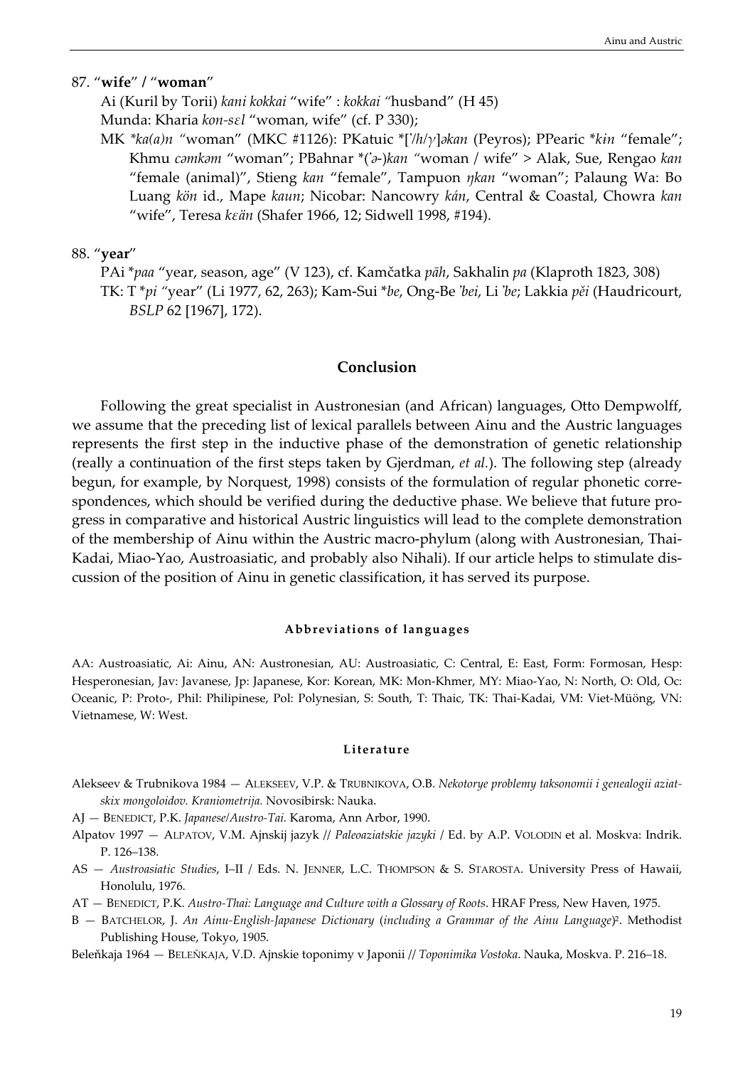87. “**wife**” / “**woman**”

Ai (Kuril by Torii) *kani kokkai* “wife” : *kokkai* “husband” (H 45)

Munda: Kharia *kon-sɛl* “woman, wife” (cf. P 330);

MK *\*ka(a)n* “woman” (MKC #1126): PKatuic \*[ʾ/*h*/*ɣ*]*əkan* (Peyros); PPearic \**kɨn* “female”; Khmu *cəmkəm* “woman”; PBahnar \*(*ʾə*-)*kan* “woman / wife” > Alak, Sue, Rengao *kan* “female (animal)”, Stieng *kan* “female”, Tampuon *ŋkan* “woman”; Palaung Wa: Bo Luang *kön* id., Mape *kaun*; Nicobar: Nancowry *kán*, Central & Coastal, Chowra *kan* “wife”, Teresa *kɛän* (Shafer 1966, 12; Sidwell 1998, #194).

88. “**year**”

PAi \**paa* “year, season, age” (V 123), cf. Kamčatka *pāh*, Sakhalin *pa* (Klaproth 1823, 308)

TK: T \**pi* “year” (Li 1977, 62, 263); Kam-Sui \**be*, Ong-Be *ʾbei*, Li *ʾbe*; Lakkia *pĕi* (Haudricourt, *BSLP* 62 [1967], 172).

## Conclusion

Following the great specialist in Austronesian (and African) languages, Otto Dempwolff, we assume that the preceding list of lexical parallels between Ainu and the Austric languages represents the first step in the inductive phase of the demonstration of genetic relationship (really a continuation of the first steps taken by Gjerdman, *et al.*). The following step (already begun, for example, by Norquest, 1998) consists of the formulation of regular phonetic correspondences, which should be verified during the deductive phase. We believe that future progress in comparative and historical Austric linguistics will lead to the complete demonstration of the membership of Ainu within the Austric macro-phylum (along with Austronesian, Thai-Kadai, Miao-Yao, Austroasiatic, and probably also Nihali). If our article helps to stimulate discussion of the position of Ainu in genetic classification, it has served its purpose.

#### Abbreviations of languages

AA: Austroasiatic, Ai: Ainu, AN: Austronesian, AU: Austroasiatic, C: Central, E: East, Form: Formosan, Hesp: Hesperonesian, Jav: Javanese, Jp: Japanese, Kor: Korean, MK: Mon-Khmer, MY: Miao-Yao, N: North, O: Old, Oc: Oceanic, P: Proto-, Phil: Philipinese, Pol: Polynesian, S: South, T: Thaic, TK: Thai-Kadai, VM: Viet-Müöng, VN: Vietnamese, W: West.

#### Literature

Alekseev & Trubnikova 1984 — ALEKSEEV, V.P. & TRUBNIKOVA, O.B. *Nekotorye problemy taksonomii i genealogii aziatskix mongoloidov. Kraniometrija.* Novosibirsk: Nauka.

AJ — BENEDICT, P.K. *Japanese/Austro-Tai.* Karoma, Ann Arbor, 1990.

Alpatov 1997 — ALPATOV, V.M. Ajnskij jazyk // *Paleoaziatskie jazyki* / Ed. by A.P. VOLODIN et al. Moskva: Indrik. P. 126–138.

AS — *Austroasiatic Studies*, I–II / Eds. N. JENNER, L.C. THOMPSON & S. STAROSTA. University Press of Hawaii, Honolulu, 1976.

AT — BENEDICT, P.K. *Austro-Thai: Language and Culture with a Glossary of Roots*. HRAF Press, New Haven, 1975.

B — BATCHELOR, J. *An Ainu-English-Japanese Dictionary* (*including a Grammar of the Ainu Language*)². Methodist Publishing House, Tokyo, 1905.

Beleňkaja 1964 — BELEŇKAJA, V.D. Ajnskie toponimy v Japonii // *Toponimika Vostoka*. Nauka, Moskva. P. 216–18.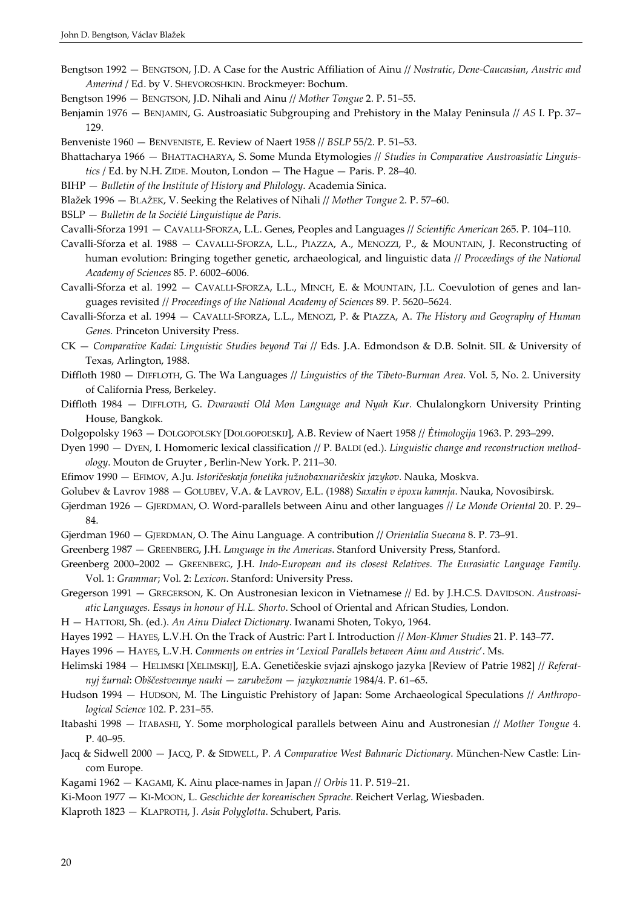Bengtson 1992 — BENGTSON, J.D. A Case for the Austric Affiliation of Ainu // *Nostratic*, *Dene-Caucasian*, *Austric and Amerind* / Ed. by V. SHEVOROSHKIN. Brockmeyer: Bochum.

Bengtson 1996 — BENGTSON, J.D. Nihali and Ainu // *Mother Tongue* 2. P. 51–55.

Benjamin 1976 — BENJAMIN, G. Austroasiatic Subgrouping and Prehistory in the Malay Peninsula // *AS* I. Pp. 37–129.

Benveniste 1960 — BENVENISTE, E. Review of Naert 1958 // *BSLP* 55/2. P. 51–53.

Bhattacharya 1966 — BHATTACHARYA, S. Some Munda Etymologies // *Studies in Comparative Austroasiatic Linguistics* / Ed. by N.H. ZIDE. Mouton, London — The Hague — Paris. P. 28–40.

BIHP — *Bulletin of the Institute of History and Philology*. Academia Sinica.

Blažek 1996 — BLAŽEK, V. Seeking the Relatives of Nihali // *Mother Tongue* 2. P. 57–60.

BSLP — *Bulletin de la Société Linguistique de Paris*.

Cavalli-Sforza 1991 — CAVALLI-SFORZA, L.L. Genes, Peoples and Languages // *Scientific American* 265. P. 104–110.

Cavalli-Sforza et al. 1988 — CAVALLI-SFORZA, L.L., PIAZZA, A., MENOZZI, P., & MOUNTAIN, J. Reconstructing of human evolution: Bringing together genetic, archaeological, and linguistic data // *Proceedings of the National Academy of Sciences* 85. P. 6002–6006.

Cavalli-Sforza et al. 1992 — CAVALLI-SFORZA, L.L., MINCH, E. & MOUNTAIN, J.L. Coevulotion of genes and languages revisited // *Proceedings of the National Academy of Sciences* 89. P. 5620–5624.

Cavalli-Sforza et al. 1994 — CAVALLI-SFORZA, L.L., MENOZI, P. & PIAZZA, A. *The History and Geography of Human Genes.* Princeton University Press.

CK — *Comparative Kadai: Linguistic Studies beyond Tai* // Eds. J.A. Edmondson & D.B. Solnit. SIL & University of Texas, Arlington, 1988.

Diffloth 1980 — DIFFLOTH, G. The Wa Languages // *Linguistics of the Tibeto-Burman Area*. Vol. 5, No. 2. University of California Press, Berkeley.

Diffloth 1984 — DIFFLOTH, G. *Dvaravati Old Mon Language and Nyah Kur.* Chulalongkorn University Printing House, Bangkok.

Dolgopolsky 1963 — DOLGOPOLSKY [DOLGOPOL'SKIJ], A.B. Review of Naert 1958 // *Ėtimologija* 1963. P. 293–299.

Dyen 1990 — DYEN, I. Homomeric lexical classification // P. BALDI (ed.). *Linguistic change and reconstruction methodology*. Mouton de Gruyter , Berlin-New York. P. 211–30.

Efimov 1990 — EFIMOV, A.Ju. *Istoričeskaja fonetika južnobaxnaričeskix jazykov*. Nauka, Moskva.

Golubev & Lavrov 1988 — GOLUBEV, V.A. & LAVROV, E.L. (1988) *Saxalin v ėpoxu kamnja*. Nauka, Novosibirsk.

Gjerdman 1926 — GJERDMAN, O. Word-parallels between Ainu and other languages // *Le Monde Oriental* 20. P. 29–84.

Gjerdman 1960 — GJERDMAN, O. The Ainu Language. A contribution // *Orientalia Suecana* 8. P. 73–91.

Greenberg 1987 — GREENBERG, J.H. *Language in the Americas*. Stanford University Press, Stanford.

Greenberg 2000–2002 — GREENBERG, J.H. *Indo-European and its closest Relatives. The Eurasiatic Language Family*. Vol. 1: *Grammar*; Vol. 2: *Lexicon*. Stanford: University Press.

Gregerson 1991 — GREGERSON, K. On Austronesian lexicon in Vietnamese // Ed. by J.H.C.S. DAVIDSON. *Austroasiatic Languages. Essays in honour of H.L. Shorto*. School of Oriental and African Studies, London.

H — HATTORI, Sh. (ed.). *An Ainu Dialect Dictionary*. Iwanami Shoten, Tokyo, 1964.

Hayes 1992 — HAYES, L.V.H. On the Track of Austric: Part I. Introduction // *Mon-Khmer Studies* 21. P. 143–77.

Hayes 1996 — HAYES, L.V.H. *Comments on entries in* '*Lexical Parallels between Ainu and Austric*'. Ms.

Helimski 1984 — HELIMSKI [XELIMSKIJ], E.A. Genetičeskie svjazi ajnskogo jazyka [Review of Patrie 1982] // *Referatnyj žurnal*: *Obščestvennye nauki — zarubežom — jazykoznanie* 1984/4. P. 61–65.

Hudson 1994 — HUDSON, M. The Linguistic Prehistory of Japan: Some Archaeological Speculations // *Anthropological Science* 102. P. 231–55.

Itabashi 1998 — ITABASHI, Y. Some morphological parallels between Ainu and Austronesian // *Mother Tongue* 4. P. 40–95.

Jacq & Sidwell 2000 — JACQ, P. & SIDWELL, P. *A Comparative West Bahnaric Dictionary*. München-New Castle: Lincom Europe.

Kagami 1962 — KAGAMI, K. Ainu place-names in Japan // *Orbis* 11. P. 519–21.

Ki-Moon 1977 — KI-MOON, L. *Geschichte der koreanischen Sprache.* Reichert Verlag, Wiesbaden.

Klaproth 1823 — KLAPROTH, J. *Asia Polyglotta*. Schubert, Paris.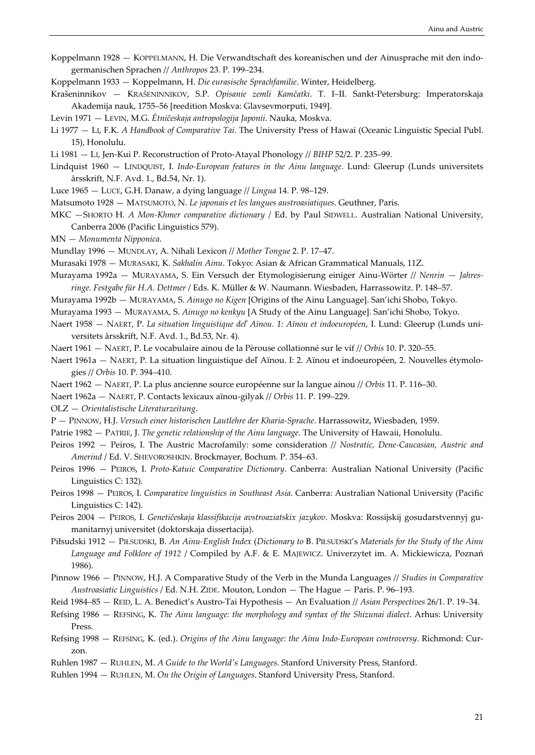Koppelmann 1928 — KOPPELMANN, H. Die Verwandtschaft des koreanischen und der Ainusprache mit den indogermanischen Sprachen // *Anthropos* 23. P. 199–234.

Koppelmann 1933 — Koppelmann, H. *Die eurasische Sprachfamilie*. Winter, Heidelberg.

Krašeninnikov — KRAŠENINNIKOV, S.P. *Opisanie zemli Kamčatki*. T. I–II. Sankt-Petersburg: Imperatorskaja Akademija nauk, 1755–56 [reedition Moskva: Glavsevmorputi, 1949].

Levin 1971 — LEVIN, M.G. *Ėtničeskaja antropologija Japonii*. Nauka, Moskva.

Li 1977 — LI, F.K. *A Handbook of Comparative Tai*. The University Press of Hawai (Oceanic Linguistic Special Publ. 15), Honolulu.

Li 1981 — LI, Jen-Kui P. Reconstruction of Proto-Atayal Phonology // *BIHP* 52/2. P. 235–99.

Lindquist 1960 — LINDQUIST, I. *Indo-European features in the Ainu language*. Lund: Gleerup (Lunds universitets årsskrift, N.F. Avd. 1., Bd.54, Nr. 1).

Luce 1965 — LUCE, G.H. Danaw, a dying language // *Lingua* 14. P. 98–129.

Matsumoto 1928 — MATSUMOTO, N. *Le japonais et les langues austroasiatiques*. Geuthner, Paris.

MKC —SHORTO H. *A Mon-Khmer comparative dictionary* / Ed. by Paul SIDWELL. Australian National University, Canberra 2006 (Pacific Linguistics 579).

MN — *Monumenta Nipponica*.

Mundlay 1996 — MUNDLAY, A. Nihali Lexicon // *Mother Tongue* 2. P. 17–47.

Murasaki 1978 — MURASAKI, K. *Sakhalin Ainu*. Tokyo: Asian & African Grammatical Manuals, 11Z.

Murayama 1992a — MURAYAMA, S. Ein Versuch der Etymologisierung einiger Ainu-Wörter // *Nenrin — Jahresringe. Festgabe für H.A. Dettmer* / Eds. K. Müller & W. Naumann. Wiesbaden, Harrassowitz. P. 148–57.

Murayama 1992b — MURAYAMA, S. *Ainugo no Kigen* [Origins of the Ainu Language]. San'ichi Shobo, Tokyo.

Murayama 1993 — MURAYAMA, S. *Ainugo no kenkyu* [A Study of the Ainu Language]. San'ichi Shobo, Tokyo.

Naert 1958 — NAERT, P. *La situation linguistique del' Aïnou. 1: Aïnou et indoeuropéen*, I. Lund: Gleerup (Lunds universitets årsskrift, N.F. Avd. 1., Bd.53, Nr. 4).

Naert 1961 — NAERT, P. Le vocabulaire ainou de la Pèrouse collationné sur le vif // *Orbis* 10. P. 320–55.

Naert 1961a — NAERT, P. La situation linguistique del' Aïnou. I: 2. Aïnou et indoeuropéen, 2. Nouvelles étymologies // *Orbis* 10. P. 394–410.

Naert 1962 — NAERT, P. La plus ancienne source européenne sur la langue ainou // *Orbis* 11. P. 116–30.

Naert 1962a — NAERT, P. Contacts lexicaux aïnou-gilyak // *Orbis* 11. P. 199–229.

OLZ — *Orientalistische Literaturzeitung*.

P — PINNOW, H.J. *Versuch einer historischen Lautlehre der Kharia-Sprache*. Harrassowitz, Wiesbaden, 1959.

Patrie 1982 — PATRIE, J. *The genetic relationship of the Ainu language*. The University of Hawaii, Honolulu.

Peiros 1992 — Peiros, I. The Austric Macrofamily: some consideration // *Nostratic, Dene-Caucasian, Austric and Amerind* / Ed. V. SHEVOROSHKIN. Brockmayer, Bochum. P. 354–63.

Peiros 1996 — PEIROS, I. *Proto-Katuic Comparative Dictionary*. Canberra: Australian National University (Pacific Linguistics C: 132).

Peiros 1998 — PEIROS, I. *Comparative linguistics in Southeast Asia*. Canberra: Australian National University (Pacific Linguistics C: 142).

Peiros 2004 — PEIROS, I. *Genetičeskaja klassifikacija avstroaziatskix jazykov*. Moskva: Rossijskij gosudarstvennyj gumanitarnyj universitet (doktorskaja dissertacija).

Piłsudski 1912 — PIŁSUDSKI, B. *An Ainu-English Index* (*Dictionary to* B. PIŁSUDSKI's *Materials for the Study of the Ainu Language and Folklore of 1912* / Compiled by A.F. & E. MAJEWICZ. Univerzytet im. A. Mickiewicza, Poznań 1986).

Pinnow 1966 — PINNOW, H.J. A Comparative Study of the Verb in the Munda Languages // *Studies in Comparative Austroasiatic Linguistics* / Ed. N.H. ZIDE. Mouton, London — The Hague — Paris. P. 96–193.

Reid 1984–85 — REID, L. A. Benedict's Austro-Tai Hypothesis — An Evaluation // *Asian Perspectives* 26/1. P. 19–34.

Refsing 1986 — REFSING, K. *The Ainu language: the morphology and syntax of the Shizunai dialect*. Arhus: University Press.

Refsing 1998 — REFSING, K. (ed.). *Origins of the Ainu language: the Ainu Indo-European controversy*. Richmond: Curzon.

Ruhlen 1987 — RUHLEN, M. *A Guide to the World's Languages*. Stanford University Press, Stanford.

Ruhlen 1994 — RUHLEN, M. *On the Origin of Languages*. Stanford University Press, Stanford.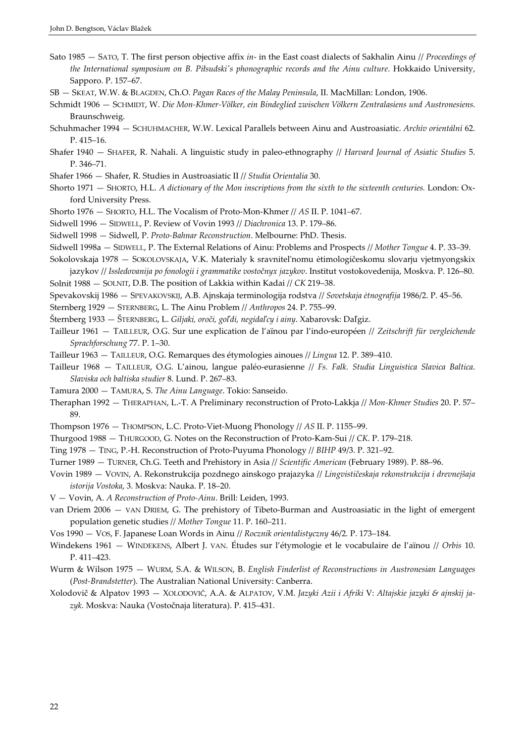Sato 1985 — SATO, T. The first person objective affix *in-* in the East coast dialects of Sakhalin Ainu // *Proceedings of the International symposium on B. Piłsudski's phonographic records and the Ainu culture*. Hokkaido University, Sapporo. P. 157–67.

SB — SKEAT, W.W. & BLAGDEN, Ch.O. *Pagan Races of the Malay Peninsula*, II. MacMillan: London, 1906.

Schmidt 1906 — SCHMIDT, W. *Die Mon-Khmer-Völker, ein Bindeglied zwischen Völkern Zentralasiens und Austronesiens.* Braunschweig.

Schuhmacher 1994 — SCHUHMACHER, W.W. Lexical Parallels between Ainu and Austroasiatic. *Archív orientální* 62. P. 415–16.

Shafer 1940 — SHAFER, R. Nahali. A linguistic study in paleo-ethnography // *Harvard Journal of Asiatic Studies* 5. P. 346–71.

Shafer 1966 — Shafer, R. Studies in Austroasiatic II // *Studia Orientalia* 30.

Shorto 1971 — SHORTO, H.L. *A dictionary of the Mon inscriptions from the sixth to the sixteenth centuries.* London: Oxford University Press.

Shorto 1976 — SHORTO, H.L. The Vocalism of Proto-Mon-Khmer // *AS* II. P. 1041–67.

Sidwell 1996 — SIDWELL, P. Review of Vovin 1993 // *Diachronica* 13. P. 179–86.

Sidwell 1998 — Sidwell, P. *Proto-Bahnar Reconstruction*. Melbourne: PhD. Thesis.

Sidwell 1998a — SIDWELL, P. The External Relations of Ainu: Problems and Prospects // *Mother Tongue* 4. P. 33–39.

Sokolovskaja 1978 — SOKOLOVSKAJA, V.K. Materialy k sravnitel'nomu ėtimologičeskomu slovarju vjetmyongskix jazykov // *Issledovanija po fonologii i grammatike vostočnyx jazykov*. Institut vostokovedenija, Moskva. P. 126–80.

Solnit 1988 — SOLNIT, D.B. The position of Lakkia within Kadai // *CK* 219–38.

Spevakovskij 1986 — SPEVAKOVSKIJ, A.B. Ajnskaja terminologija rodstva // *Sovetskaja ėtnografija* 1986/2. P. 45–56.

Sternberg 1929 — STERNBERG, L. The Ainu Problem // *Anthropos* 24. P. 755–99.

Šternberg 1933 — ŠTERNBERG, L. *Giljaki, oroči, gol'di, negidal'cy i ainy*. Xabarovsk: Dal'giz.

Tailleur 1961 — TAILLEUR, O.G. Sur une explication de l'aïnou par l'indo-européen // *Zeitschrift für vergleichende Sprachforschung* 77. P. 1–30.

Tailleur 1963 — TAILLEUR, O.G. Remarques des étymologies ainoues // *Lingua* 12. P. 389–410.

Tailleur 1968 — TAILLEUR, O.G. L'ainou, langue paléo-eurasienne // *Fs. Falk. Studia Linguistica Slavica Baltica. Slaviska och baltiska studier* 8. Lund. P. 267–83.

Tamura 2000 — TAMURA, S. *The Ainu Language*. Tokio: Sanseido.

Theraphan 1992 — THERAPHAN, L.-T. A Preliminary reconstruction of Proto-Lakkja // *Mon-Khmer Studies* 20. P. 57–89.

Thompson 1976 — THOMPSON, L.C. Proto-Viet-Muong Phonology // *AS* II. P. 1155–99.

Thurgood 1988 — THURGOOD, G. Notes on the Reconstruction of Proto-Kam-Sui // *CK*. P. 179–218.

Ting 1978 — TING, P.-H. Reconstruction of Proto-Puyuma Phonology // *BIHP* 49/3. P. 321–92.

Turner 1989 — TURNER, Ch.G. Teeth and Prehistory in Asia // *Scientific American* (February 1989). P. 88–96.

Vovin 1989 — VOVIN, A. Rekonstrukcija pozdnego ainskogo prajazyka // *Lingvističeskaja rekonstrukcija i drevnejšaja istorija Vostoka*, 3. Moskva: Nauka. P. 18–20.

V — Vovin, A. *A Reconstruction of Proto-Ainu*. Brill: Leiden, 1993.

van Driem 2006 — VAN DRIEM, G. The prehistory of Tibeto-Burman and Austroasiatic in the light of emergent population genetic studies // *Mother Tongue* 11. P. 160–211.

Vos 1990 — VOS, F. Japanese Loan Words in Ainu // *Rocznik orientalistyczny* 46/2. P. 173–184.

Windekens 1961 — WINDEKENS, Albert J. VAN. Études sur l'étymologie et le vocabulaire de l'aïnou // *Orbis* 10. P. 411–423.

Wurm & Wilson 1975 — WURM, S.A. & WILSON, B. *English Finderlist of Reconstructions in Austronesian Languages* (*Post-Brandstetter*). The Australian National University: Canberra.

Xolodovič & Alpatov 1993 — XOLODOVIČ, A.A. & ALPATOV, V.M. *Jazyki Azii i Afriki* V: *Altajskie jazyki & ajnskij jazyk*. Moskva: Nauka (Vostočnaja literatura). P. 415–431.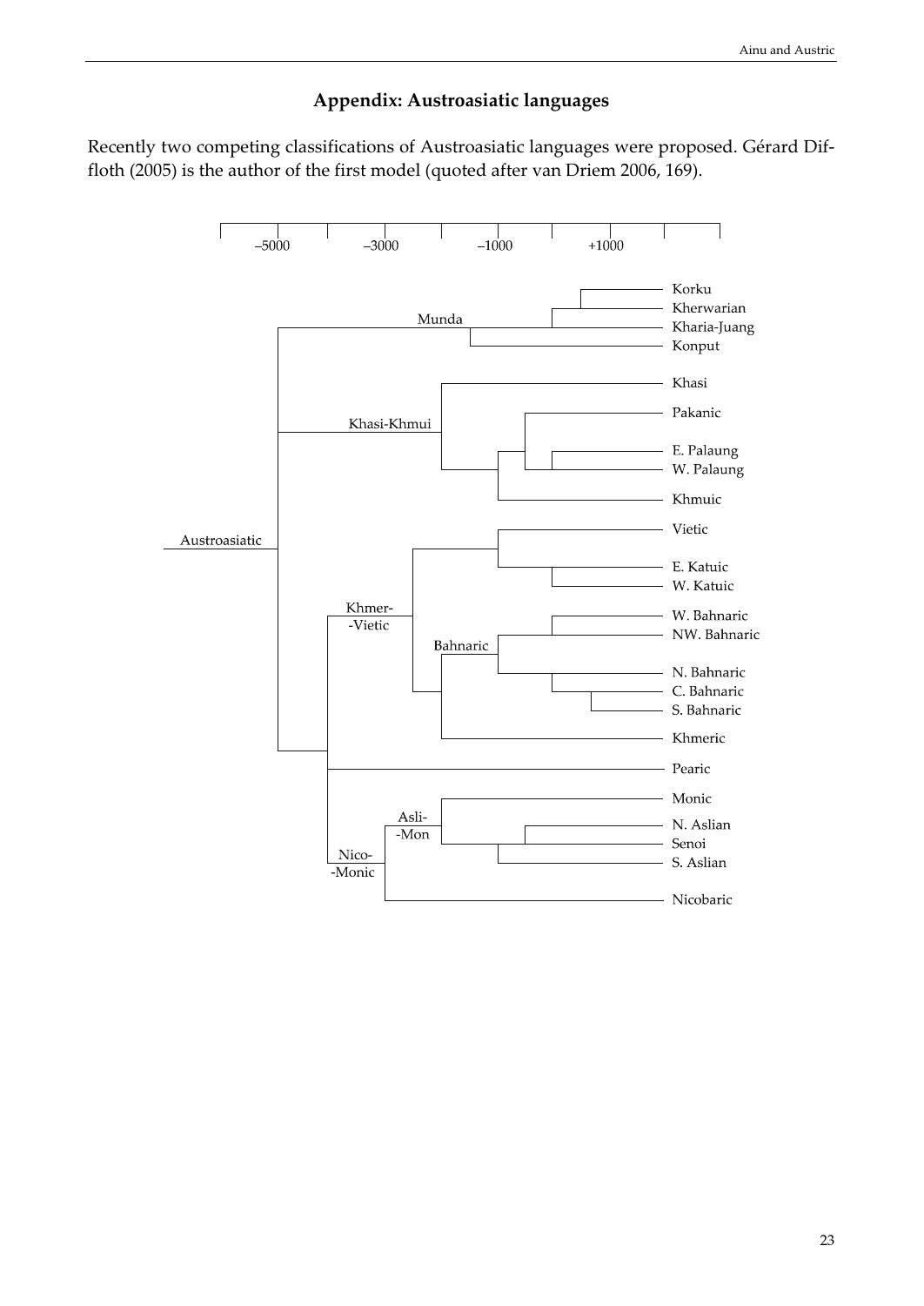## Appendix: Austroasiatic languages

Recently two competing classifications of Austroasiatic languages were proposed. Gérard Diffloth (2005) is the author of the first model (quoted after van Driem 2006, 169).

Time scale: –5000, –3000, –1000, +1000

- Austroasiatic
  - Munda
    - Korku
    - Kherwarian
    - Kharia-Juang
    - Konput
  - Khasi-Khmui
    - Khasi
    - Pakanic
    - E. Palaung
    - W. Palaung
    - Khmuic
  - Khmer-Vietic
    - Vietic
    - E. Katuic
    - W. Katuic
    - Bahnaric
      - W. Bahnaric
      - NW. Bahnaric
      - N. Bahnaric
      - C. Bahnaric
      - S. Bahnaric
      - Khmeric
  - Pearic
  - Nico-Monic
    - Asli-Mon
      - Monic
      - N. Aslian
      - Senoi
      - S. Aslian
    - Nicobaric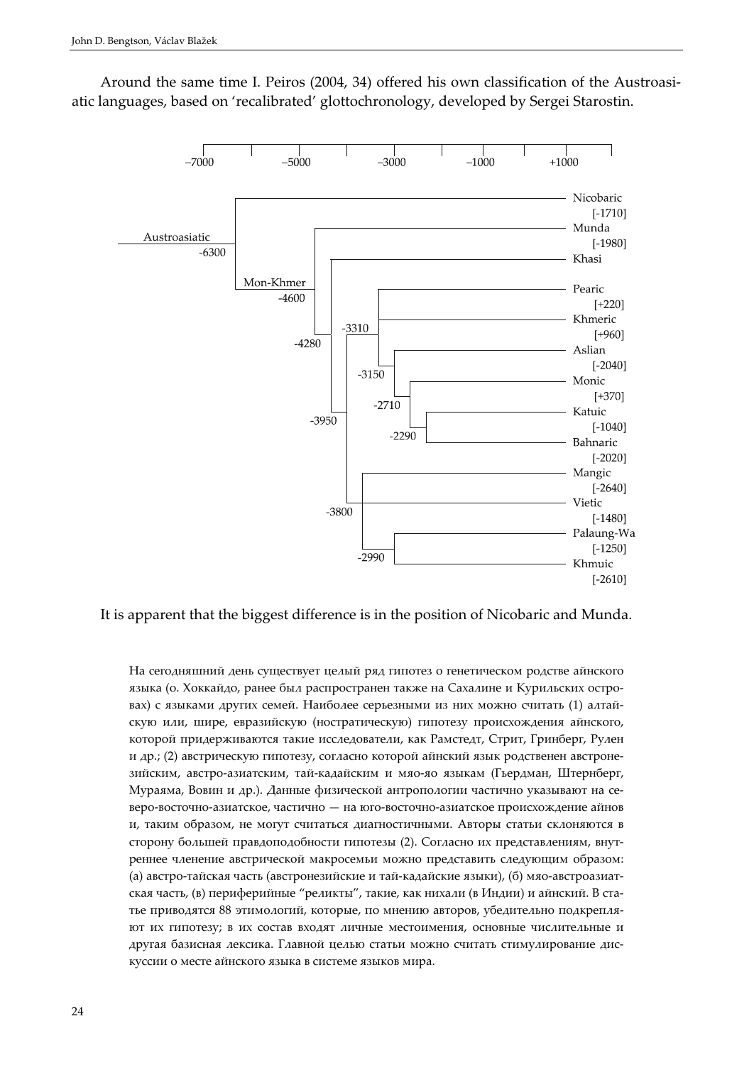Around the same time I. Peiros (2004, 34) offered his own classification of the Austroasiatic languages, based on 'recalibrated' glottochronology, developed by Sergei Starostin.

–7000
–5000
–3000
–1000
+1000

Austroasiatic
-6300
Mon-Khmer
-4600
-4280
-3950
-3310
-3150
-2710
-2290
-3800
-2990

Nicobaric
[-1710]
Munda
[-1980]
Khasi
Pearic
[+220]
Khmeric
[+960]
Aslian
[-2040]
Monic
[+370]
Katuic
[-1040]
Bahnaric
[-2020]
Mangic
[-2640]
Vietic
[-1480]
Palaung-Wa
[-1250]
Khmuic
[-2610]

It is apparent that the biggest difference is in the position of Nicobaric and Munda.

> На сегодняшний день существует целый ряд гипотез о генетическом родстве айнского языка (о. Хоккайдо, ранее был распространен также на Сахалине и Курильских островах) с языками других семей. Наиболее серьезными из них можно считать (1) алтайскую или, шире, евразийскую (ностратическую) гипотезу происхождения айнского, которой придерживаются такие исследователи, как Рамстедт, Стрит, Гринберг, Рулен и др.; (2) австрическую гипотезу, согласно которой айнский язык родственен австронезийским, австро-азиатским, тай-кадайским и мяо-яо языкам (Гьердман, Штернберг, Мураяма, Вовин и др.). Данные физической антропологии частично указывают на северо-восточно-азиатское, частично — на юго-восточно-азиатское происхождение айнов и, таким образом, не могут считаться диагностичными. Авторы статьи склоняются в сторону большей правдоподобности гипотезы (2). Согласно их представлениям, внутреннее членение австрической макросемьи можно представить следующим образом: (а) австро-тайская часть (австронезийские и тай-кадайские языки), (б) мяо-австроазиатская часть, (в) периферийные "реликты", такие, как нихали (в Индии) и айнский. В статье приводятся 88 этимологий, которые, по мнению авторов, убедительно подкрепляют их гипотезу; в их состав входят личные местоимения, основные числительные и другая базисная лексика. Главной целью статьи можно считать стимулирование дискуссии о месте айнского языка в системе языков мира.